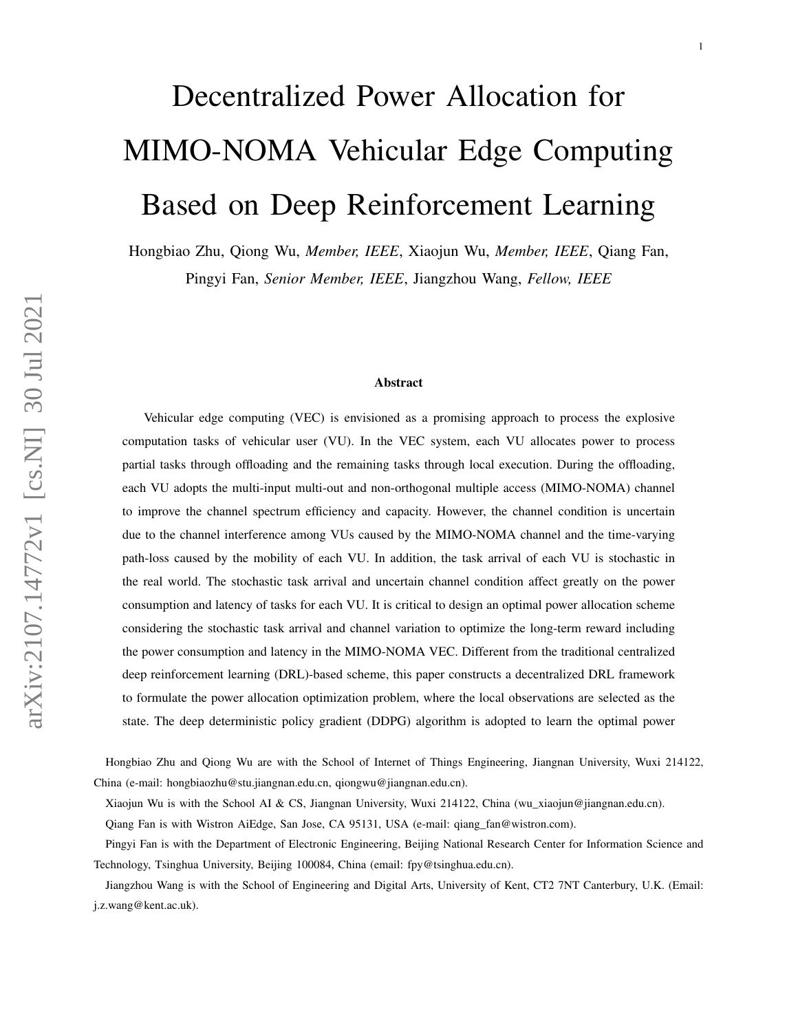# Decentralized Power Allocation for MIMO-NOMA Vehicular Edge Computing Based on Deep Reinforcement Learning

Hongbiao Zhu, Qiong Wu, *Member, IEEE*, Xiaojun Wu, *Member, IEEE*, Qiang Fan, Pingyi Fan, *Senior Member, IEEE*, Jiangzhou Wang, *Fellow, IEEE*

## Abstract

Vehicular edge computing (VEC) is envisioned as a promising approach to process the explosive computation tasks of vehicular user (VU). In the VEC system, each VU allocates power to process partial tasks through offloading and the remaining tasks through local execution. During the offloading, each VU adopts the multi-input multi-out and non-orthogonal multiple access (MIMO-NOMA) channel to improve the channel spectrum efficiency and capacity. However, the channel condition is uncertain due to the channel interference among VUs caused by the MIMO-NOMA channel and the time-varying path-loss caused by the mobility of each VU. In addition, the task arrival of each VU is stochastic in the real world. The stochastic task arrival and uncertain channel condition affect greatly on the power consumption and latency of tasks for each VU. It is critical to design an optimal power allocation scheme considering the stochastic task arrival and channel variation to optimize the long-term reward including the power consumption and latency in the MIMO-NOMA VEC. Different from the traditional centralized deep reinforcement learning (DRL)-based scheme, this paper constructs a decentralized DRL framework to formulate the power allocation optimization problem, where the local observations are selected as the state. The deep deterministic policy gradient (DDPG) algorithm is adopted to learn the optimal power

Hongbiao Zhu and Qiong Wu are with the School of Internet of Things Engineering, Jiangnan University, Wuxi 214122, China (e-mail: hongbiaozhu@stu.jiangnan.edu.cn, qiongwu@jiangnan.edu.cn).

Xiaojun Wu is with the School AI & CS, Jiangnan University, Wuxi 214122, China (wu_xiaojun@jiangnan.edu.cn).

Qiang Fan is with Wistron AiEdge, San Jose, CA 95131, USA (e-mail: qiang_fan@wistron.com).

Pingyi Fan is with the Department of Electronic Engineering, Beijing National Research Center for Information Science and Technology, Tsinghua University, Beijing 100084, China (email: fpy@tsinghua.edu.cn).

Jiangzhou Wang is with the School of Engineering and Digital Arts, University of Kent, CT2 7NT Canterbury, U.K. (Email: j.z.wang@kent.ac.uk).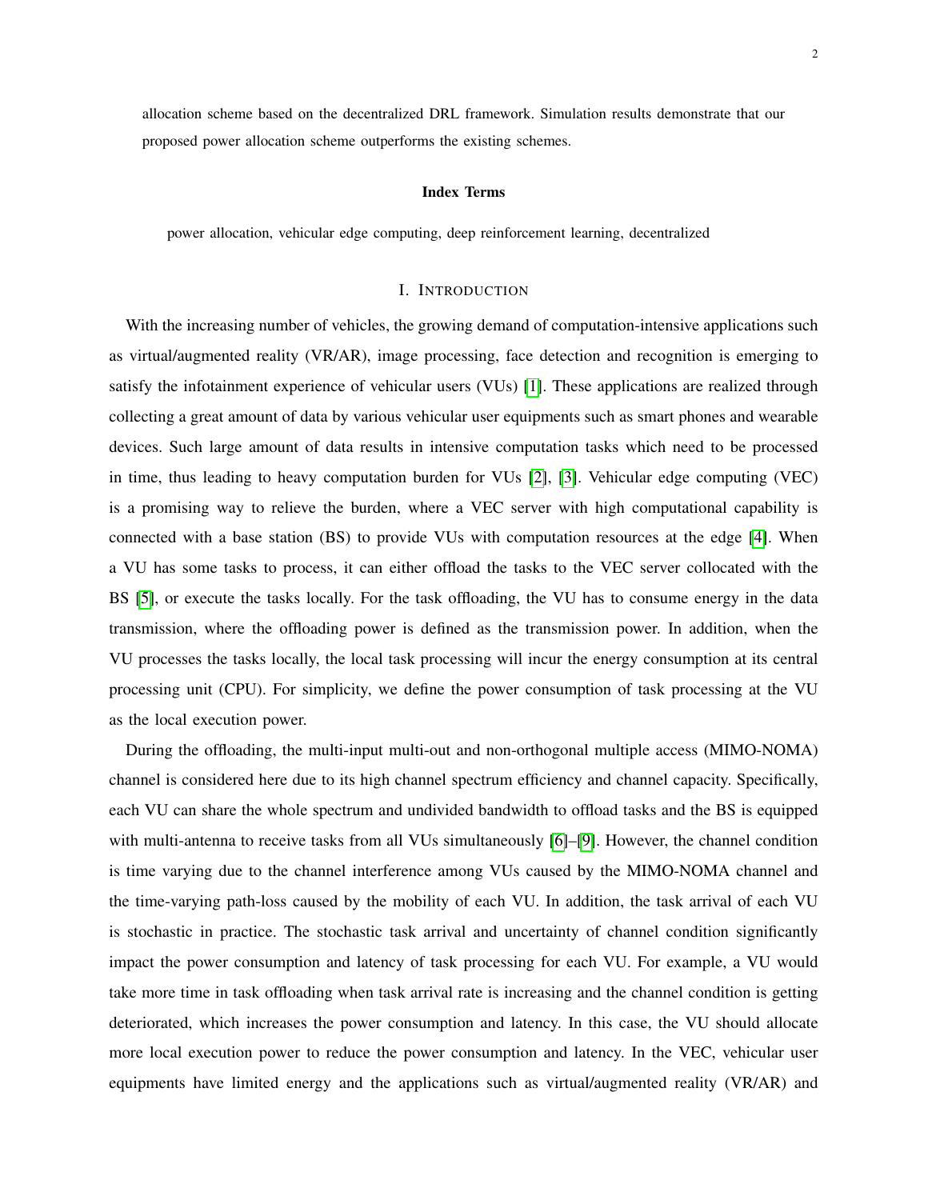allocation scheme based on the decentralized DRL framework. Simulation results demonstrate that our proposed power allocation scheme outperforms the existing schemes.

#### Index Terms

power allocation, vehicular edge computing, deep reinforcement learning, decentralized

## I. Introduction

With the increasing number of vehicles, the growing demand of computation-intensive applications such as virtual/augmented reality (VR/AR), image processing, face detection and recognition is emerging to satisfy the infotainment experience of vehicular users (VUs) [1]. These applications are realized through collecting a great amount of data by various vehicular user equipments such as smart phones and wearable devices. Such large amount of data results in intensive computation tasks which need to be processed in time, thus leading to heavy computation burden for VUs [2], [3]. Vehicular edge computing (VEC) is a promising way to relieve the burden, where a VEC server with high computational capability is connected with a base station (BS) to provide VUs with computation resources at the edge [4]. When a VU has some tasks to process, it can either offload the tasks to the VEC server collocated with the BS [5], or execute the tasks locally. For the task offloading, the VU has to consume energy in the data transmission, where the offloading power is defined as the transmission power. In addition, when the VU processes the tasks locally, the local task processing will incur the energy consumption at its central processing unit (CPU). For simplicity, we define the power consumption of task processing at the VU as the local execution power.

During the offloading, the multi-input multi-out and non-orthogonal multiple access (MIMO-NOMA) channel is considered here due to its high channel spectrum efficiency and channel capacity. Specifically, each VU can share the whole spectrum and undivided bandwidth to offload tasks and the BS is equipped with multi-antenna to receive tasks from all VUs simultaneously [6]–[9]. However, the channel condition is time varying due to the channel interference among VUs caused by the MIMO-NOMA channel and the time-varying path-loss caused by the mobility of each VU. In addition, the task arrival of each VU is stochastic in practice. The stochastic task arrival and uncertainty of channel condition significantly impact the power consumption and latency of task processing for each VU. For example, a VU would take more time in task offloading when task arrival rate is increasing and the channel condition is getting deteriorated, which increases the power consumption and latency. In this case, the VU should allocate more local execution power to reduce the power consumption and latency. In the VEC, vehicular user equipments have limited energy and the applications such as virtual/augmented reality (VR/AR) and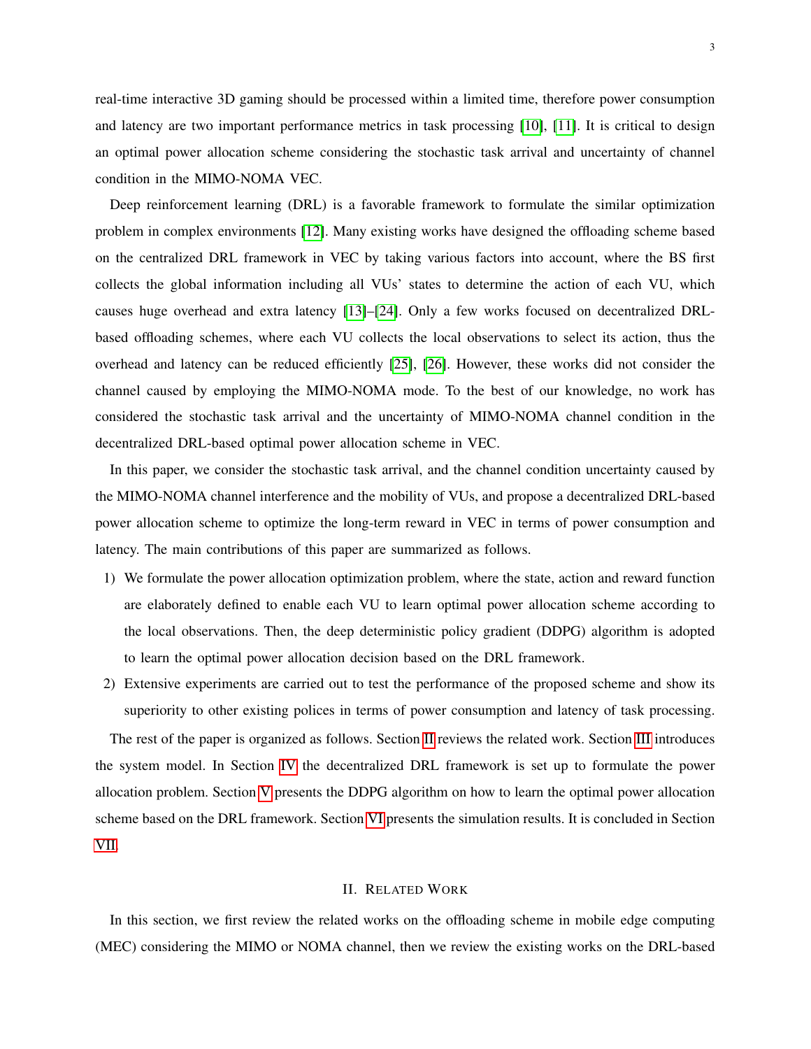real-time interactive 3D gaming should be processed within a limited time, therefore power consumption and latency are two important performance metrics in task processing [10], [11]. It is critical to design an optimal power allocation scheme considering the stochastic task arrival and uncertainty of channel condition in the MIMO-NOMA VEC.

Deep reinforcement learning (DRL) is a favorable framework to formulate the similar optimization problem in complex environments [12]. Many existing works have designed the offloading scheme based on the centralized DRL framework in VEC by taking various factors into account, where the BS first collects the global information including all VUs' states to determine the action of each VU, which causes huge overhead and extra latency [13]–[24]. Only a few works focused on decentralized DRL-based offloading schemes, where each VU collects the local observations to select its action, thus the overhead and latency can be reduced efficiently [25], [26]. However, these works did not consider the channel caused by employing the MIMO-NOMA mode. To the best of our knowledge, no work has considered the stochastic task arrival and the uncertainty of MIMO-NOMA channel condition in the decentralized DRL-based optimal power allocation scheme in VEC.

In this paper, we consider the stochastic task arrival, and the channel condition uncertainty caused by the MIMO-NOMA channel interference and the mobility of VUs, and propose a decentralized DRL-based power allocation scheme to optimize the long-term reward in VEC in terms of power consumption and latency. The main contributions of this paper are summarized as follows.

1) We formulate the power allocation optimization problem, where the state, action and reward function are elaborately defined to enable each VU to learn optimal power allocation scheme according to the local observations. Then, the deep deterministic policy gradient (DDPG) algorithm is adopted to learn the optimal power allocation decision based on the DRL framework.
2) Extensive experiments are carried out to test the performance of the proposed scheme and show its superiority to other existing polices in terms of power consumption and latency of task processing.

The rest of the paper is organized as follows. Section II reviews the related work. Section III introduces the system model. In Section IV the decentralized DRL framework is set up to formulate the power allocation problem. Section V presents the DDPG algorithm on how to learn the optimal power allocation scheme based on the DRL framework. Section VI presents the simulation results. It is concluded in Section VII.

## II. Related Work

In this section, we first review the related works on the offloading scheme in mobile edge computing (MEC) considering the MIMO or NOMA channel, then we review the existing works on the DRL-based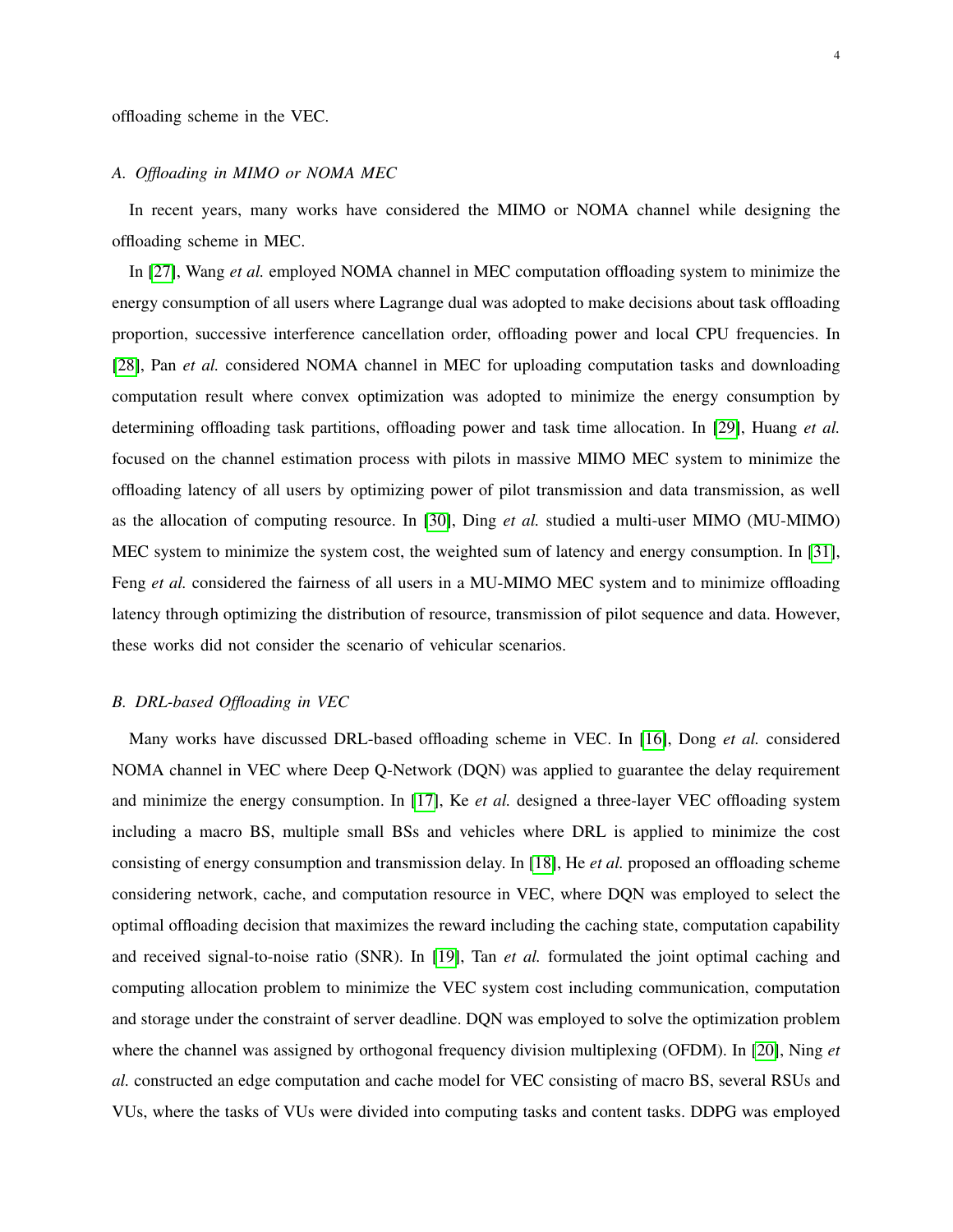offloading scheme in the VEC.

### A. *Offloading in MIMO or NOMA MEC*

In recent years, many works have considered the MIMO or NOMA channel while designing the offloading scheme in MEC.

In [27], Wang *et al.* employed NOMA channel in MEC computation offloading system to minimize the energy consumption of all users where Lagrange dual was adopted to make decisions about task offloading proportion, successive interference cancellation order, offloading power and local CPU frequencies. In [28], Pan *et al.* considered NOMA channel in MEC for uploading computation tasks and downloading computation result where convex optimization was adopted to minimize the energy consumption by determining offloading task partitions, offloading power and task time allocation. In [29], Huang *et al.* focused on the channel estimation process with pilots in massive MIMO MEC system to minimize the offloading latency of all users by optimizing power of pilot transmission and data transmission, as well as the allocation of computing resource. In [30], Ding *et al.* studied a multi-user MIMO (MU-MIMO) MEC system to minimize the system cost, the weighted sum of latency and energy consumption. In [31], Feng *et al.* considered the fairness of all users in a MU-MIMO MEC system and to minimize offloading latency through optimizing the distribution of resource, transmission of pilot sequence and data. However, these works did not consider the scenario of vehicular scenarios.

### B. *DRL-based Offloading in VEC*

Many works have discussed DRL-based offloading scheme in VEC. In [16], Dong *et al.* considered NOMA channel in VEC where Deep Q-Network (DQN) was applied to guarantee the delay requirement and minimize the energy consumption. In [17], Ke *et al.* designed a three-layer VEC offloading system including a macro BS, multiple small BSs and vehicles where DRL is applied to minimize the cost consisting of energy consumption and transmission delay. In [18], He *et al.* proposed an offloading scheme considering network, cache, and computation resource in VEC, where DQN was employed to select the optimal offloading decision that maximizes the reward including the caching state, computation capability and received signal-to-noise ratio (SNR). In [19], Tan *et al.* formulated the joint optimal caching and computing allocation problem to minimize the VEC system cost including communication, computation and storage under the constraint of server deadline. DQN was employed to solve the optimization problem where the channel was assigned by orthogonal frequency division multiplexing (OFDM). In [20], Ning *et al.* constructed an edge computation and cache model for VEC consisting of macro BS, several RSUs and VUs, where the tasks of VUs were divided into computing tasks and content tasks. DDPG was employed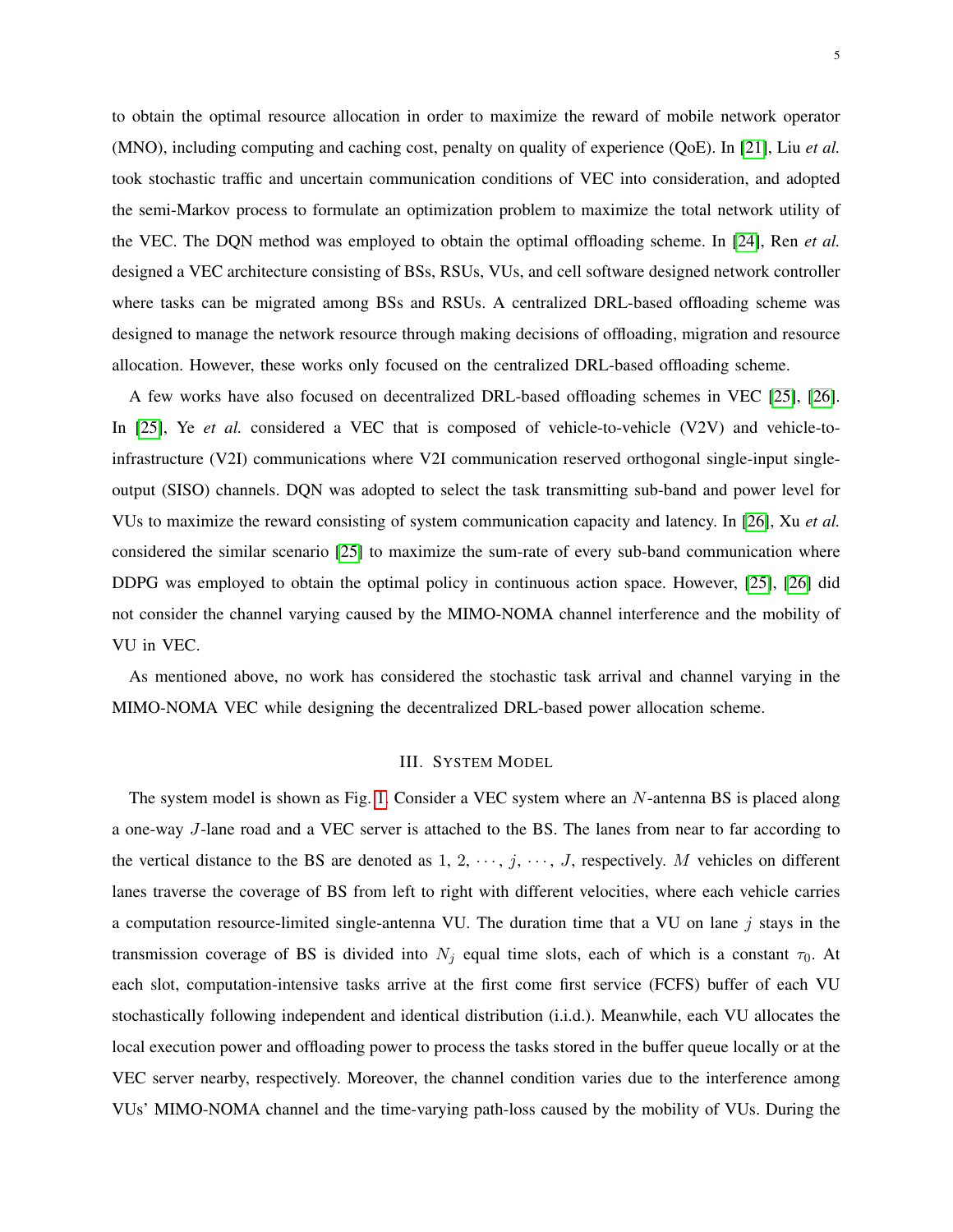to obtain the optimal resource allocation in order to maximize the reward of mobile network operator (MNO), including computing and caching cost, penalty on quality of experience (QoE). In [21], Liu *et al.* took stochastic traffic and uncertain communication conditions of VEC into consideration, and adopted the semi-Markov process to formulate an optimization problem to maximize the total network utility of the VEC. The DQN method was employed to obtain the optimal offloading scheme. In [24], Ren *et al.* designed a VEC architecture consisting of BSs, RSUs, VUs, and cell software designed network controller where tasks can be migrated among BSs and RSUs. A centralized DRL-based offloading scheme was designed to manage the network resource through making decisions of offloading, migration and resource allocation. However, these works only focused on the centralized DRL-based offloading scheme.

A few works have also focused on decentralized DRL-based offloading schemes in VEC [25], [26]. In [25], Ye *et al.* considered a VEC that is composed of vehicle-to-vehicle (V2V) and vehicle-to-infrastructure (V2I) communications where V2I communication reserved orthogonal single-input single-output (SISO) channels. DQN was adopted to select the task transmitting sub-band and power level for VUs to maximize the reward consisting of system communication capacity and latency. In [26], Xu *et al.* considered the similar scenario [25] to maximize the sum-rate of every sub-band communication where DDPG was employed to obtain the optimal policy in continuous action space. However, [25], [26] did not consider the channel varying caused by the MIMO-NOMA channel interference and the mobility of VU in VEC.

As mentioned above, no work has considered the stochastic task arrival and channel varying in the MIMO-NOMA VEC while designing the decentralized DRL-based power allocation scheme.

## III. System Model

The system model is shown as Fig. 1. Consider a VEC system where an $N$-antenna BS is placed along a one-way $J$-lane road and a VEC server is attached to the BS. The lanes from near to far according to the vertical distance to the BS are denoted as $1, 2, \cdots, j, \cdots, J$, respectively. $M$ vehicles on different lanes traverse the coverage of BS from left to right with different velocities, where each vehicle carries a computation resource-limited single-antenna VU. The duration time that a VU on lane $j$ stays in the transmission coverage of BS is divided into $N_j$ equal time slots, each of which is a constant $\tau_0$. At each slot, computation-intensive tasks arrive at the first come first service (FCFS) buffer of each VU stochastically following independent and identical distribution (i.i.d.). Meanwhile, each VU allocates the local execution power and offloading power to process the tasks stored in the buffer queue locally or at the VEC server nearby, respectively. Moreover, the channel condition varies due to the interference among VUs' MIMO-NOMA channel and the time-varying path-loss caused by the mobility of VUs. During the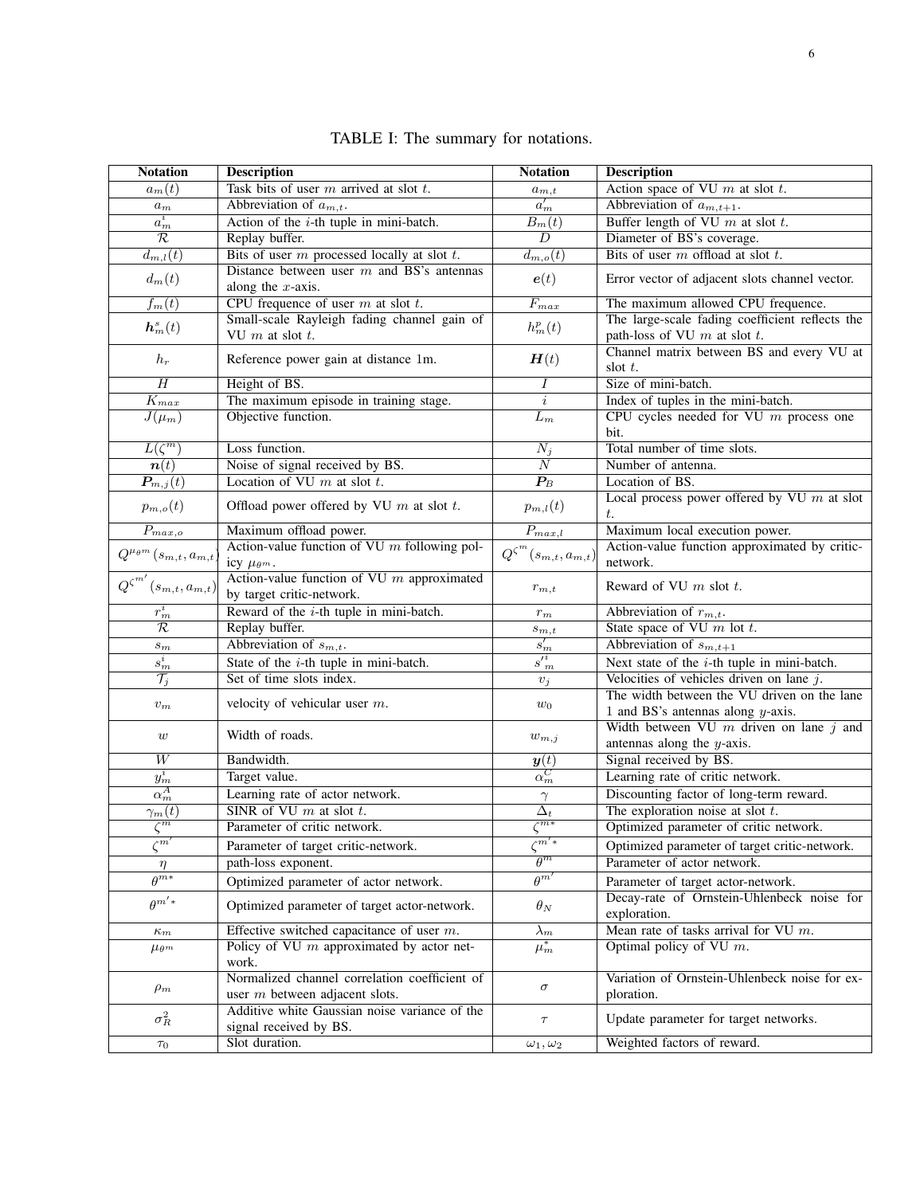TABLE I: The summary for notations.

| Notation | Description | Notation | Description |
|---|---|---|---|
| $a_m(t)$ | Task bits of user $m$ arrived at slot $t$. | $a_{m,t}$ | Action space of VU $m$ at slot $t$. |
| $a_m$ | Abbreviation of $a_{m,t}$. | $a_m^{'}$ | Abbreviation of $a_{m,t+1}$. |
| $a_m^i$ | Action of the $i$-th tuple in mini-batch. | $B_m(t)$ | Buffer length of VU $m$ at slot $t$. |
| $\mathcal{R}$ | Replay buffer. | $D$ | Diameter of BS's coverage. |
| $d_{m,l}(t)$ | Bits of user $m$ processed locally at slot $t$. | $d_{m,o}(t)$ | Bits of user $m$ offload at slot $t$. |
| $d_m(t)$ | Distance between user $m$ and BS's antennas along the $x$-axis. | $\boldsymbol{e}(t)$ | Error vector of adjacent slots channel vector. |
| $f_m(t)$ | CPU frequence of user $m$ at slot $t$. | $F_{max}$ | The maximum allowed CPU frequence. |
| $\boldsymbol{h}_m^s(t)$ | Small-scale Rayleigh fading channel gain of VU $m$ at slot $t$. | $h_m^p(t)$ | The large-scale fading coefficient reflects the path-loss of VU $m$ at slot $t$. |
| $h_r$ | Reference power gain at distance 1m. | $\boldsymbol{H}(t)$ | Channel matrix between BS and every VU at slot $t$. |
| $H$ | Height of BS. | $I$ | Size of mini-batch. |
| $K_{max}$ | The maximum episode in training stage. | $i$ | Index of tuples in the mini-batch. |
| $J(\mu_m)$ | Objective function. | $L_m$ | CPU cycles needed for VU $m$ process one bit. |
| $L(\zeta^m)$ | Loss function. | $N_j$ | Total number of time slots. |
| $\boldsymbol{n}(t)$ | Noise of signal received by BS. | $N$ | Number of antenna. |
| $\boldsymbol{P}_{m,j}(t)$ | Location of VU $m$ at slot $t$. | $\boldsymbol{P}_B$ | Location of BS. |
| $p_{m,o}(t)$ | Offload power offered by VU $m$ at slot $t$. | $p_{m,l}(t)$ | Local process power offered by VU $m$ at slot $t$. |
| $P_{max,o}$ | Maximum offload power. | $P_{max,l}$ | Maximum local execution power. |
| $Q^{\mu_{\theta^m}}(s_{m,t},a_{m,t})$ | Action-value function of VU $m$ following policy $\mu_{\theta^m}$. | $Q^{\zeta^m}(s_{m,t},a_{m,t})$ | Action-value function approximated by critic-network. |
| $Q^{\zeta^{m'}}(s_{m,t},a_{m,t})$ | Action-value function of VU $m$ approximated by target critic-network. | $r_{m,t}$ | Reward of VU $m$ slot $t$. |
| $r_m^i$ | Reward of the $i$-th tuple in mini-batch. | $r_m$ | Abbreviation of $r_{m,t}$. |
| $\mathcal{R}$ | Replay buffer. | $s_{m,t}$ | State space of VU $m$ lot $t$. |
| $s_m$ | Abbreviation of $s_{m,t}$. | $s_m^{'}$ | Abbreviation of $s_{m,t+1}$ |
| $s_m^i$ | State of the $i$-th tuple in mini-batch. | $s'^{i}_m$ | Next state of the $i$-th tuple in mini-batch. |
| $\mathcal{T}_j$ | Set of time slots index. | $v_j$ | Velocities of vehicles driven on lane $j$. |
| $v_m$ | velocity of vehicular user $m$. | $w_0$ | The width between the VU driven on the lane 1 and BS's antennas along $y$-axis. |
| $w$ | Width of roads. | $w_{m,j}$ | Width between VU $m$ driven on lane $j$ and antennas along the $y$-axis. |
| $W$ | Bandwidth. | $\boldsymbol{y}(t)$ | Signal received by BS. |
| $y_m^i$ | Target value. | $\alpha_m^C$ | Learning rate of critic network. |
| $\alpha_m^A$ | Learning rate of actor network. | $\gamma$ | Discounting factor of long-term reward. |
| $\gamma_m(t)$ | SINR of VU $m$ at slot $t$. | $\Delta_t$ | The exploration noise at slot $t$. |
| $\zeta^m$ | Parameter of critic network. | $\zeta^{m*}$ | Optimized parameter of critic network. |
| $\zeta^{m'}$ | Parameter of target critic-network. | $\zeta^{m'*}$ | Optimized parameter of target critic-network. |
| $\eta$ | path-loss exponent. | $\theta^m$ | Parameter of actor network. |
| $\theta^{m*}$ | Optimized parameter of actor network. | $\theta^{m'}$ | Parameter of target actor-network. |
| $\theta^{m'*}$ | Optimized parameter of target actor-network. | $\theta_N$ | Decay-rate of Ornstein-Uhlenbeck noise for exploration. |
| $\kappa_m$ | Effective switched capacitance of user $m$. | $\lambda_m$ | Mean rate of tasks arrival for VU $m$. |
| $\mu_{\theta^m}$ | Policy of VU $m$ approximated by actor network. | $\mu_m^*$ | Optimal policy of VU $m$. |
| $\rho_m$ | Normalized channel correlation coefficient of user $m$ between adjacent slots. | $\sigma$ | Variation of Ornstein-Uhlenbeck noise for exploration. |
| $\sigma_R^2$ | Additive white Gaussian noise variance of the signal received by BS. | $\tau$ | Update parameter for target networks. |
| $\tau_0$ | Slot duration. | $\omega_1, \omega_2$ | Weighted factors of reward. |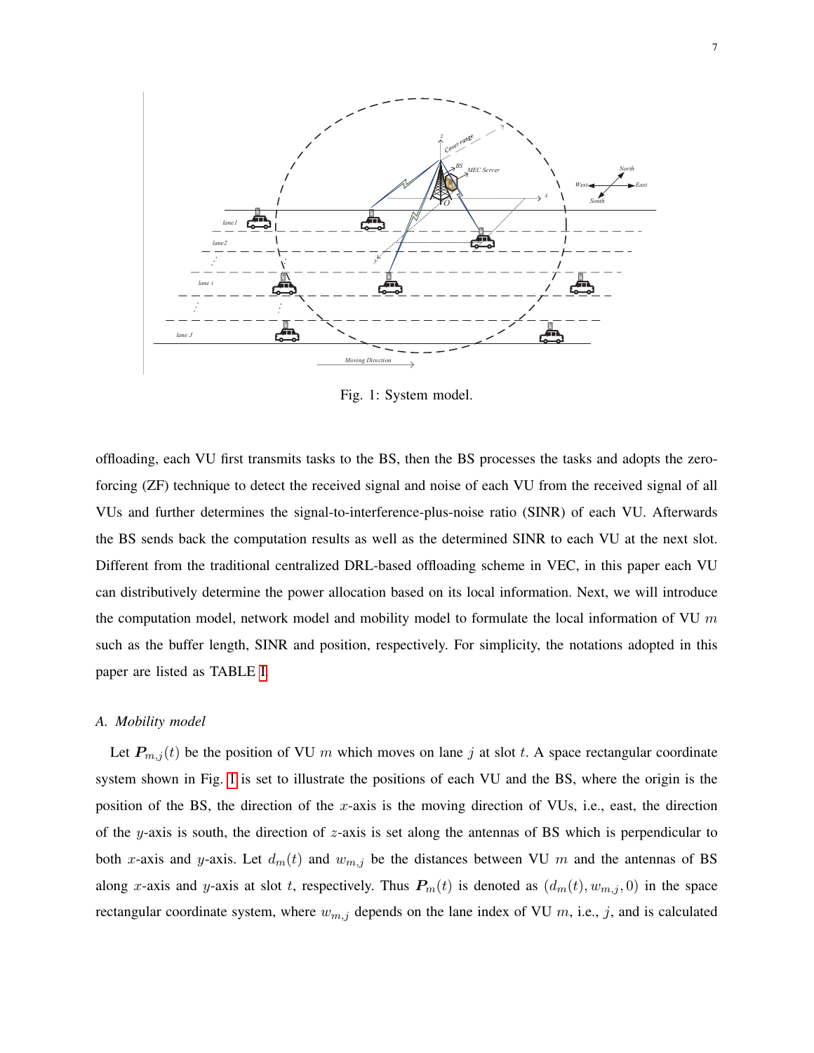Fig. 1: System model.

offloading, each VU first transmits tasks to the BS, then the BS processes the tasks and adopts the zero-forcing (ZF) technique to detect the received signal and noise of each VU from the received signal of all VUs and further determines the signal-to-interference-plus-noise ratio (SINR) of each VU. Afterwards the BS sends back the computation results as well as the determined SINR to each VU at the next slot. Different from the traditional centralized DRL-based offloading scheme in VEC, in this paper each VU can distributively determine the power allocation based on its local information. Next, we will introduce the computation model, network model and mobility model to formulate the local information of VU $m$ such as the buffer length, SINR and position, respectively. For simplicity, the notations adopted in this paper are listed as TABLE I.

### A. Mobility model

Let $\boldsymbol{P}_{m,j}(t)$ be the position of VU $m$ which moves on lane $j$ at slot $t$. A space rectangular coordinate system shown in Fig. 1 is set to illustrate the positions of each VU and the BS, where the origin is the position of the BS, the direction of the $x$-axis is the moving direction of VUs, i.e., east, the direction of the $y$-axis is south, the direction of $z$-axis is set along the antennas of BS which is perpendicular to both $x$-axis and $y$-axis. Let $d_m(t)$ and $w_{m,j}$ be the distances between VU $m$ and the antennas of BS along $x$-axis and $y$-axis at slot $t$, respectively. Thus $\boldsymbol{P}_m(t)$ is denoted as $(d_m(t), w_{m,j}, 0)$ in the space rectangular coordinate system, where $w_{m,j}$ depends on the lane index of VU $m$, i.e., $j$, and is calculated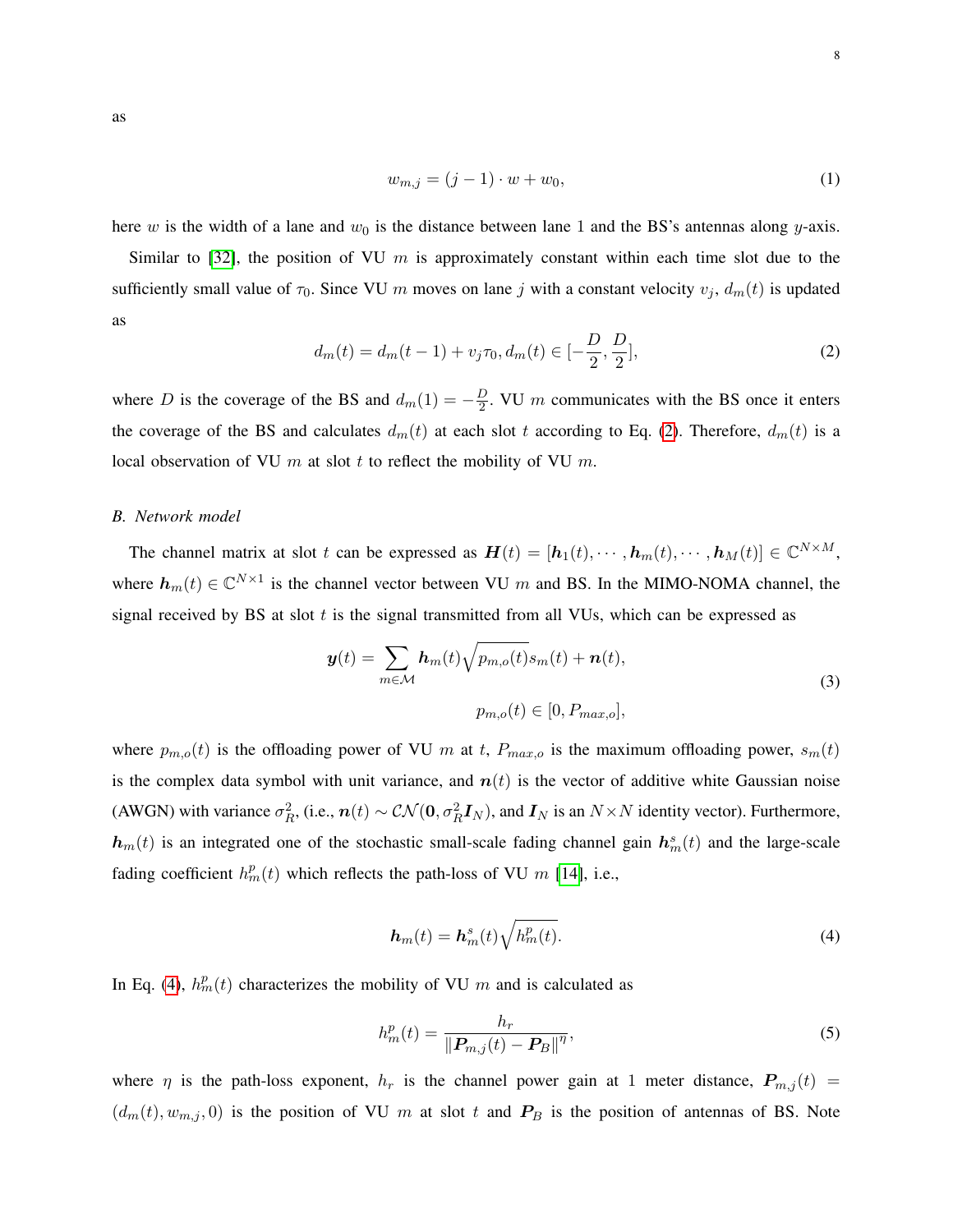as

$$w_{m,j} = (j-1) \cdot w + w_0, \tag{1}$$

here $w$ is the width of a lane and $w_0$ is the distance between lane 1 and the BS's antennas along $y$-axis.

Similar to [32], the position of VU $m$ is approximately constant within each time slot due to the sufficiently small value of $\tau_0$. Since VU $m$ moves on lane $j$ with a constant velocity $v_j$, $d_m(t)$ is updated as

$$d_m(t) = d_m(t-1) + v_j \tau_0, d_m(t) \in [-\frac{D}{2}, \frac{D}{2}], \tag{2}$$

where $D$ is the coverage of the BS and $d_m(1) = -\frac{D}{2}$. VU $m$ communicates with the BS once it enters the coverage of the BS and calculates $d_m(t)$ at each slot $t$ according to Eq. (2). Therefore, $d_m(t)$ is a local observation of VU $m$ at slot $t$ to reflect the mobility of VU $m$.

### *B. Network model*

The channel matrix at slot $t$ can be expressed as $\boldsymbol{H}(t) = [\boldsymbol{h}_1(t), \cdots, \boldsymbol{h}_m(t), \cdots, \boldsymbol{h}_M(t)] \in \mathbb{C}^{N \times M}$, where $\boldsymbol{h}_m(t) \in \mathbb{C}^{N \times 1}$ is the channel vector between VU $m$ and BS. In the MIMO-NOMA channel, the signal received by BS at slot $t$ is the signal transmitted from all VUs, which can be expressed as

$$\begin{gathered} \boldsymbol{y}(t) = \sum_{m \in \mathcal{M}} \boldsymbol{h}_m(t) \sqrt{p_{m,o}(t)} s_m(t) + \boldsymbol{n}(t), \\ p_{m,o}(t) \in [0, P_{max,o}], \end{gathered} \tag{3}$$

where $p_{m,o}(t)$ is the offloading power of VU $m$ at $t$, $P_{max,o}$ is the maximum offloading power, $s_m(t)$ is the complex data symbol with unit variance, and $\boldsymbol{n}(t)$ is the vector of additive white Gaussian noise (AWGN) with variance $\sigma_R^2$, (i.e., $\boldsymbol{n}(t) \sim \mathcal{CN}(\boldsymbol{0}, \sigma_R^2 \boldsymbol{I}_N)$, and $\boldsymbol{I}_N$ is an $N \times N$ identity vector). Furthermore, $\boldsymbol{h}_m(t)$ is an integrated one of the stochastic small-scale fading channel gain $\boldsymbol{h}_m^s(t)$ and the large-scale fading coefficient $h_m^p(t)$ which reflects the path-loss of VU $m$ [14], i.e.,

$$\boldsymbol{h}_m(t) = \boldsymbol{h}_m^s(t) \sqrt{h_m^p(t)}. \tag{4}$$

In Eq. (4), $h_m^p(t)$ characterizes the mobility of VU $m$ and is calculated as

$$h_m^p(t) = \frac{h_r}{\|\boldsymbol{P}_{m,j}(t) - \boldsymbol{P}_B\|^{\eta}}, \tag{5}$$

where $\eta$ is the path-loss exponent, $h_r$ is the channel power gain at 1 meter distance, $\boldsymbol{P}_{m,j}(t) = (d_m(t), w_{m,j}, 0)$ is the position of VU $m$ at slot $t$ and $\boldsymbol{P}_B$ is the position of antennas of BS. Note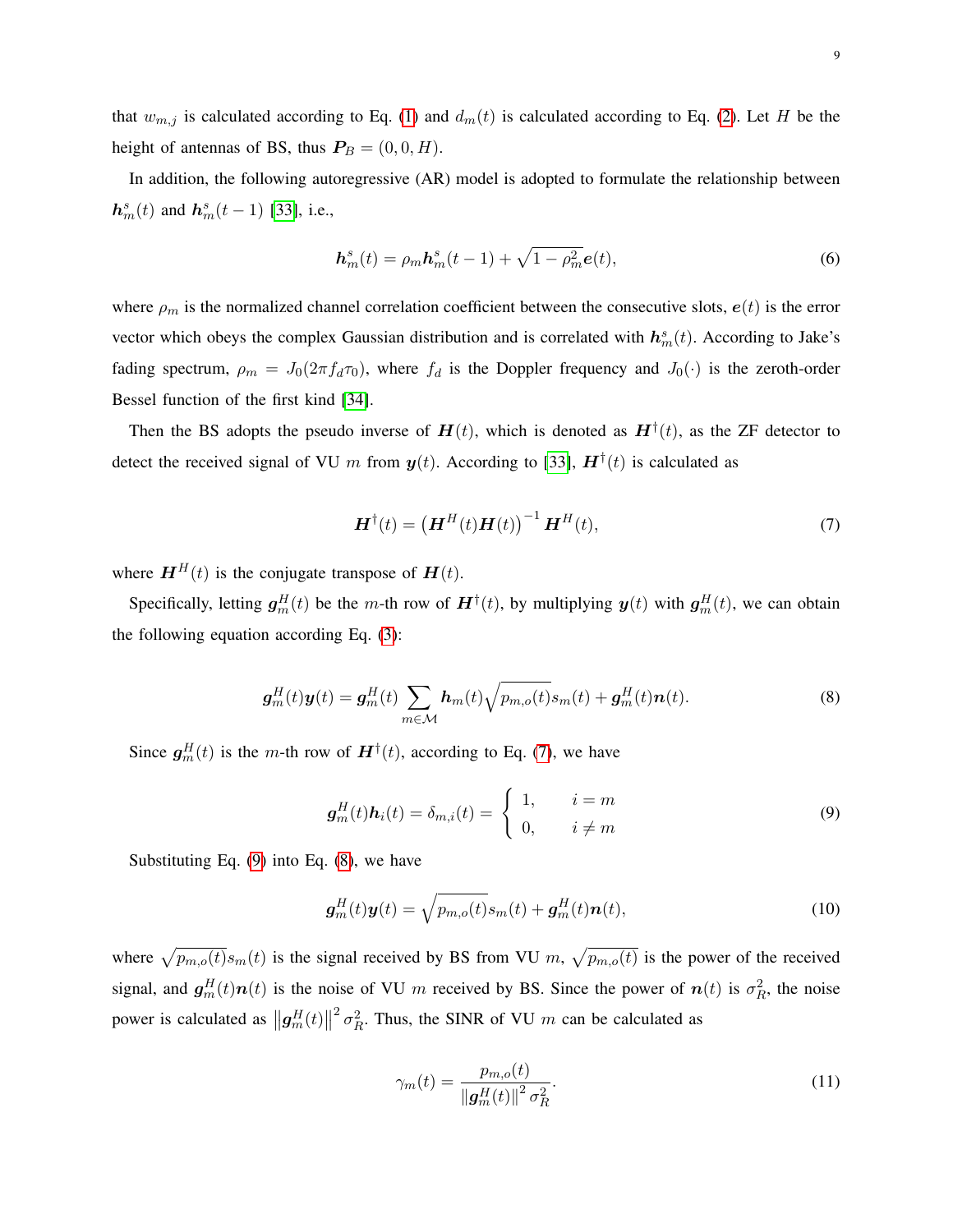that $w_{m,j}$ is calculated according to Eq. (1) and $d_m(t)$ is calculated according to Eq. (2). Let $H$ be the height of antennas of BS, thus $\boldsymbol{P}_B = (0, 0, H)$.

In addition, the following autoregressive (AR) model is adopted to formulate the relationship between $\boldsymbol{h}_m^s(t)$ and $\boldsymbol{h}_m^s(t-1)$ [33], i.e.,

$$\boldsymbol{h}_m^s(t) = \rho_m \boldsymbol{h}_m^s(t-1) + \sqrt{1-\rho_m^2}\boldsymbol{e}(t), \tag{6}$$

where $\rho_m$ is the normalized channel correlation coefficient between the consecutive slots, $\boldsymbol{e}(t)$ is the error vector which obeys the complex Gaussian distribution and is correlated with $\boldsymbol{h}_m^s(t)$. According to Jake's fading spectrum, $\rho_m = J_0(2\pi f_d \tau_0)$, where $f_d$ is the Doppler frequency and $J_0(\cdot)$ is the zeroth-order Bessel function of the first kind [34].

Then the BS adopts the pseudo inverse of $\boldsymbol{H}(t)$, which is denoted as $\boldsymbol{H}^\dagger(t)$, as the ZF detector to detect the received signal of VU $m$ from $\boldsymbol{y}(t)$. According to [33], $\boldsymbol{H}^\dagger(t)$ is calculated as

$$\boldsymbol{H}^\dagger(t) = \left(\boldsymbol{H}^H(t)\boldsymbol{H}(t)\right)^{-1}\boldsymbol{H}^H(t), \tag{7}$$

where $\boldsymbol{H}^H(t)$ is the conjugate transpose of $\boldsymbol{H}(t)$.

Specifically, letting $\boldsymbol{g}_m^H(t)$ be the $m$-th row of $\boldsymbol{H}^\dagger(t)$, by multiplying $\boldsymbol{y}(t)$ with $\boldsymbol{g}_m^H(t)$, we can obtain the following equation according Eq. (3):

$$\boldsymbol{g}_m^H(t)\boldsymbol{y}(t) = \boldsymbol{g}_m^H(t)\sum_{m\in\mathcal{M}} \boldsymbol{h}_m(t)\sqrt{p_{m,o}(t)}s_m(t) + \boldsymbol{g}_m^H(t)\boldsymbol{n}(t). \tag{8}$$

Since $\boldsymbol{g}_m^H(t)$ is the $m$-th row of $\boldsymbol{H}^\dagger(t)$, according to Eq. (7), we have

$$\boldsymbol{g}_m^H(t)\boldsymbol{h}_i(t) = \delta_{m,i}(t) = \begin{cases} 1, & i = m \\ 0, & i \neq m \end{cases} \tag{9}$$

Substituting Eq. (9) into Eq. (8), we have

$$\boldsymbol{g}_m^H(t)\boldsymbol{y}(t) = \sqrt{p_{m,o}(t)}s_m(t) + \boldsymbol{g}_m^H(t)\boldsymbol{n}(t), \tag{10}$$

where $\sqrt{p_{m,o}(t)}s_m(t)$ is the signal received by BS from VU $m$, $\sqrt{p_{m,o}(t)}$ is the power of the received signal, and $\boldsymbol{g}_m^H(t)\boldsymbol{n}(t)$ is the noise of VU $m$ received by BS. Since the power of $\boldsymbol{n}(t)$ is $\sigma_R^2$, the noise power is calculated as $\left\|\boldsymbol{g}_m^H(t)\right\|^2\sigma_R^2$. Thus, the SINR of VU $m$ can be calculated as

$$\gamma_m(t) = \frac{p_{m,o}(t)}{\left\|\boldsymbol{g}_m^H(t)\right\|^2\sigma_R^2}. \tag{11}$$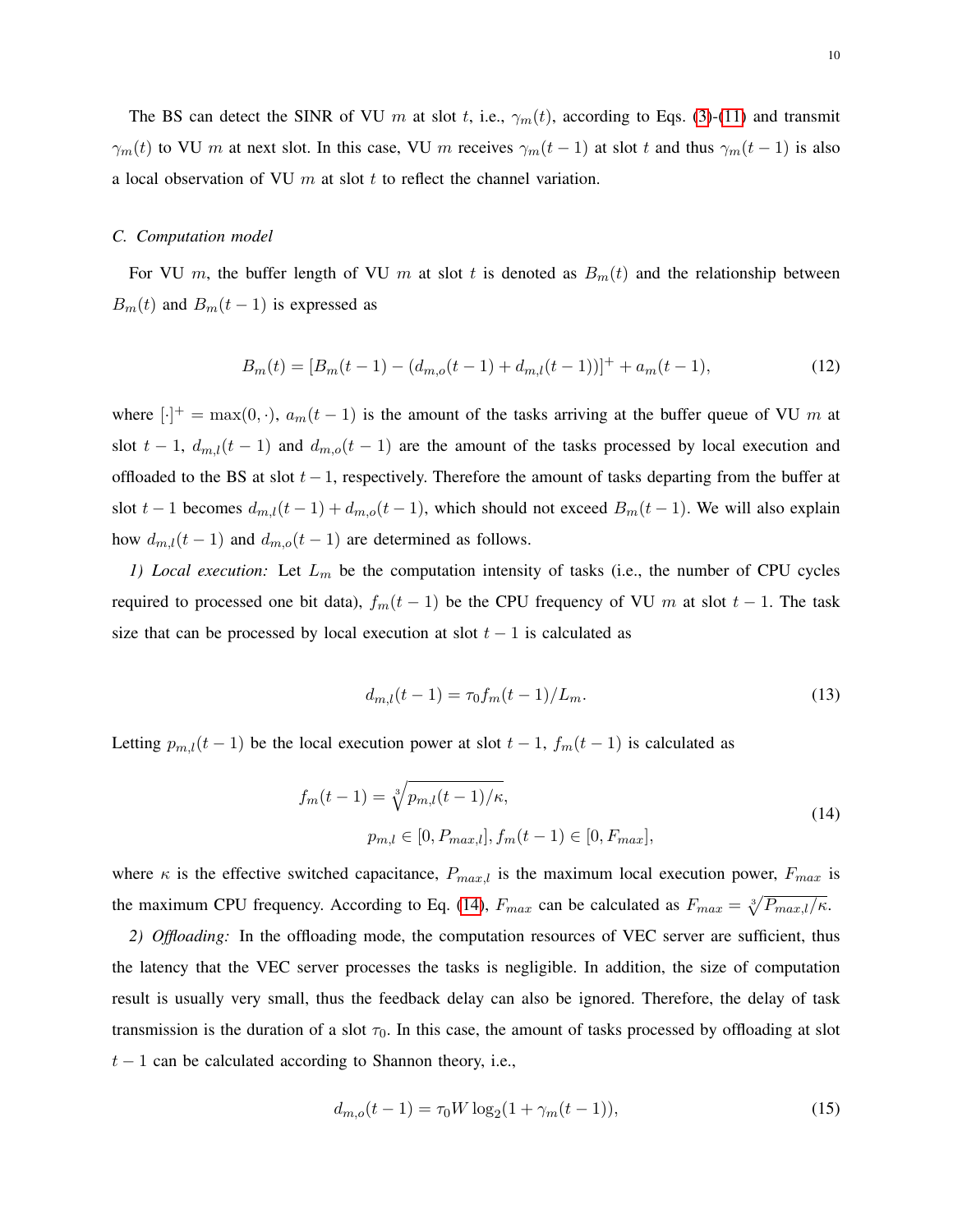The BS can detect the SINR of VU $m$ at slot $t$, i.e., $\gamma_m(t)$, according to Eqs. (3)-(11) and transmit $\gamma_m(t)$ to VU $m$ at next slot. In this case, VU $m$ receives $\gamma_m(t-1)$ at slot $t$ and thus $\gamma_m(t-1)$ is also a local observation of VU $m$ at slot $t$ to reflect the channel variation.

### *C. Computation model*

For VU $m$, the buffer length of VU $m$ at slot $t$ is denoted as $B_m(t)$ and the relationship between $B_m(t)$ and $B_m(t-1)$ is expressed as

$$B_m(t) = [B_m(t-1) - (d_{m,o}(t-1) + d_{m,l}(t-1))]^+ + a_m(t-1), \tag{12}$$

where $[\cdot]^+ = \max(0, \cdot)$, $a_m(t-1)$ is the amount of the tasks arriving at the buffer queue of VU $m$ at slot $t-1$, $d_{m,l}(t-1)$ and $d_{m,o}(t-1)$ are the amount of the tasks processed by local execution and offloaded to the BS at slot $t-1$, respectively. Therefore the amount of tasks departing from the buffer at slot $t-1$ becomes $d_{m,l}(t-1) + d_{m,o}(t-1)$, which should not exceed $B_m(t-1)$. We will also explain how $d_{m,l}(t-1)$ and $d_{m,o}(t-1)$ are determined as follows.

*1) Local execution:* Let $L_m$ be the computation intensity of tasks (i.e., the number of CPU cycles required to processed one bit data), $f_m(t-1)$ be the CPU frequency of VU $m$ at slot $t-1$. The task size that can be processed by local execution at slot $t-1$ is calculated as

$$d_{m,l}(t-1) = \tau_0 f_m(t-1)/L_m. \tag{13}$$

Letting $p_{m,l}(t-1)$ be the local execution power at slot $t-1$, $f_m(t-1)$ is calculated as

$$\begin{aligned} f_m(t-1) &= \sqrt[3]{p_{m,l}(t-1)/\kappa}, \\ p_{m,l} &\in [0, P_{max,l}], f_m(t-1) \in [0, F_{max}], \end{aligned} \tag{14}$$

where $\kappa$ is the effective switched capacitance, $P_{max,l}$ is the maximum local execution power, $F_{max}$ is the maximum CPU frequency. According to Eq. (14), $F_{max}$ can be calculated as $F_{max} = \sqrt[3]{P_{max,l}/\kappa}$.

*2) Offloading:* In the offloading mode, the computation resources of VEC server are sufficient, thus the latency that the VEC server processes the tasks is negligible. In addition, the size of computation result is usually very small, thus the feedback delay can also be ignored. Therefore, the delay of task transmission is the duration of a slot $\tau_0$. In this case, the amount of tasks processed by offloading at slot $t-1$ can be calculated according to Shannon theory, i.e.,

$$d_{m,o}(t-1) = \tau_0 W \log_2(1 + \gamma_m(t-1)), \tag{15}$$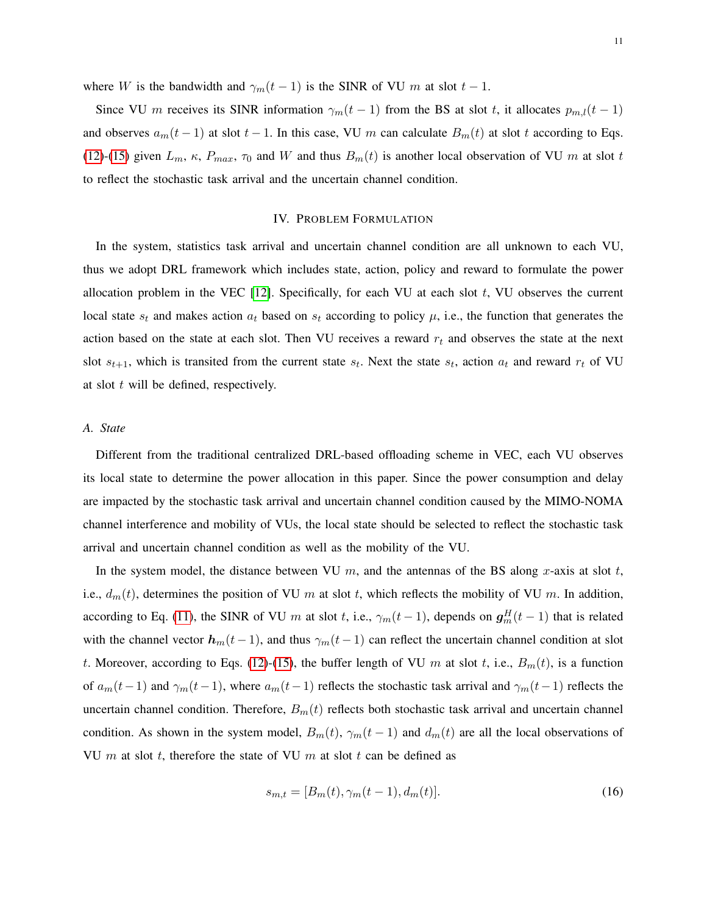where $W$ is the bandwidth and $\gamma_m(t-1)$ is the SINR of VU $m$ at slot $t-1$.

Since VU $m$ receives its SINR information $\gamma_m(t-1)$ from the BS at slot $t$, it allocates $p_{m,l}(t-1)$ and observes $a_m(t-1)$ at slot $t-1$. In this case, VU $m$ can calculate $B_m(t)$ at slot $t$ according to Eqs. (12)-(15) given $L_m$, $\kappa$, $P_{max}$, $\tau_0$ and $W$ and thus $B_m(t)$ is another local observation of VU $m$ at slot $t$ to reflect the stochastic task arrival and the uncertain channel condition.

## IV. Problem Formulation

In the system, statistics task arrival and uncertain channel condition are all unknown to each VU, thus we adopt DRL framework which includes state, action, policy and reward to formulate the power allocation problem in the VEC [12]. Specifically, for each VU at each slot $t$, VU observes the current local state $s_t$ and makes action $a_t$ based on $s_t$ according to policy $\mu$, i.e., the function that generates the action based on the state at each slot. Then VU receives a reward $r_t$ and observes the state at the next slot $s_{t+1}$, which is transited from the current state $s_t$. Next the state $s_t$, action $a_t$ and reward $r_t$ of VU at slot $t$ will be defined, respectively.

### A. State

Different from the traditional centralized DRL-based offloading scheme in VEC, each VU observes its local state to determine the power allocation in this paper. Since the power consumption and delay are impacted by the stochastic task arrival and uncertain channel condition caused by the MIMO-NOMA channel interference and mobility of VUs, the local state should be selected to reflect the stochastic task arrival and uncertain channel condition as well as the mobility of the VU.

In the system model, the distance between VU $m$, and the antennas of the BS along $x$-axis at slot $t$, i.e., $d_m(t)$, determines the position of VU $m$ at slot $t$, which reflects the mobility of VU $m$. In addition, according to Eq. (11), the SINR of VU $m$ at slot $t$, i.e., $\gamma_m(t-1)$, depends on $\boldsymbol{g}_m^H(t-1)$ that is related with the channel vector $\boldsymbol{h}_m(t-1)$, and thus $\gamma_m(t-1)$ can reflect the uncertain channel condition at slot $t$. Moreover, according to Eqs. (12)-(15), the buffer length of VU $m$ at slot $t$, i.e., $B_m(t)$, is a function of $a_m(t-1)$ and $\gamma_m(t-1)$, where $a_m(t-1)$ reflects the stochastic task arrival and $\gamma_m(t-1)$ reflects the uncertain channel condition. Therefore, $B_m(t)$ reflects both stochastic task arrival and uncertain channel condition. As shown in the system model, $B_m(t)$, $\gamma_m(t-1)$ and $d_m(t)$ are all the local observations of VU $m$ at slot $t$, therefore the state of VU $m$ at slot $t$ can be defined as

$$s_{m,t} = [B_m(t), \gamma_m(t-1), d_m(t)]. \tag{16}$$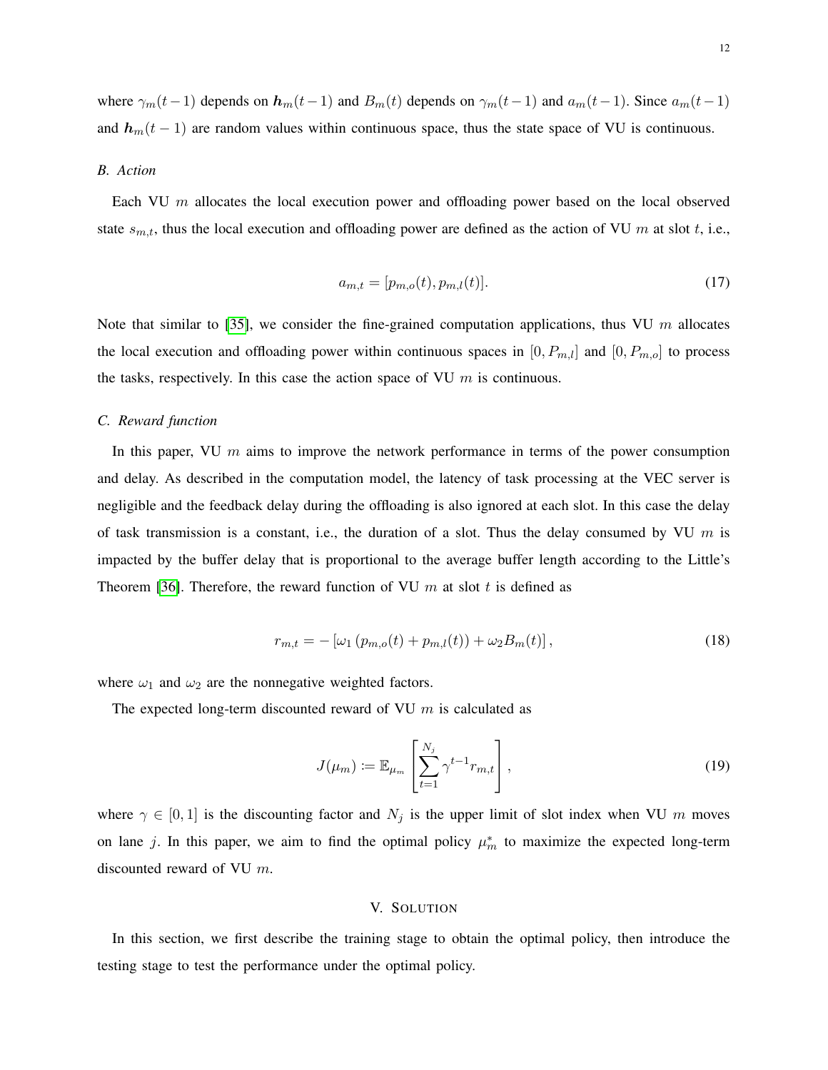where $\gamma_m(t-1)$ depends on $\boldsymbol{h}_m(t-1)$ and $B_m(t)$ depends on $\gamma_m(t-1)$ and $a_m(t-1)$. Since $a_m(t-1)$ and $\boldsymbol{h}_m(t-1)$ are random values within continuous space, thus the state space of VU is continuous.

### *B. Action*

Each VU $m$ allocates the local execution power and offloading power based on the local observed state $s_{m,t}$, thus the local execution and offloading power are defined as the action of VU $m$ at slot $t$, i.e.,

$$a_{m,t} = [p_{m,o}(t), p_{m,l}(t)]. \tag{17}$$

Note that similar to [35], we consider the fine-grained computation applications, thus VU $m$ allocates the local execution and offloading power within continuous spaces in $[0, P_{m,l}]$ and $[0, P_{m,o}]$ to process the tasks, respectively. In this case the action space of VU $m$ is continuous.

### *C. Reward function*

In this paper, VU $m$ aims to improve the network performance in terms of the power consumption and delay. As described in the computation model, the latency of task processing at the VEC server is negligible and the feedback delay during the offloading is also ignored at each slot. In this case the delay of task transmission is a constant, i.e., the duration of a slot. Thus the delay consumed by VU $m$ is impacted by the buffer delay that is proportional to the average buffer length according to the Little's Theorem [36]. Therefore, the reward function of VU $m$ at slot $t$ is defined as

$$r_{m,t} = -\left[\omega_1 \left(p_{m,o}(t) + p_{m,l}(t)\right) + \omega_2 B_m(t)\right], \tag{18}$$

where $\omega_1$ and $\omega_2$ are the nonnegative weighted factors.

The expected long-term discounted reward of VU $m$ is calculated as

$$J(\mu_m) \coloneqq \mathbb{E}_{\mu_m}\left[\sum_{t=1}^{N_j} \gamma^{t-1} r_{m,t}\right], \tag{19}$$

where $\gamma \in [0, 1]$ is the discounting factor and $N_j$ is the upper limit of slot index when VU $m$ moves on lane $j$. In this paper, we aim to find the optimal policy $\mu_m^*$ to maximize the expected long-term discounted reward of VU $m$.

## V. Solution

In this section, we first describe the training stage to obtain the optimal policy, then introduce the testing stage to test the performance under the optimal policy.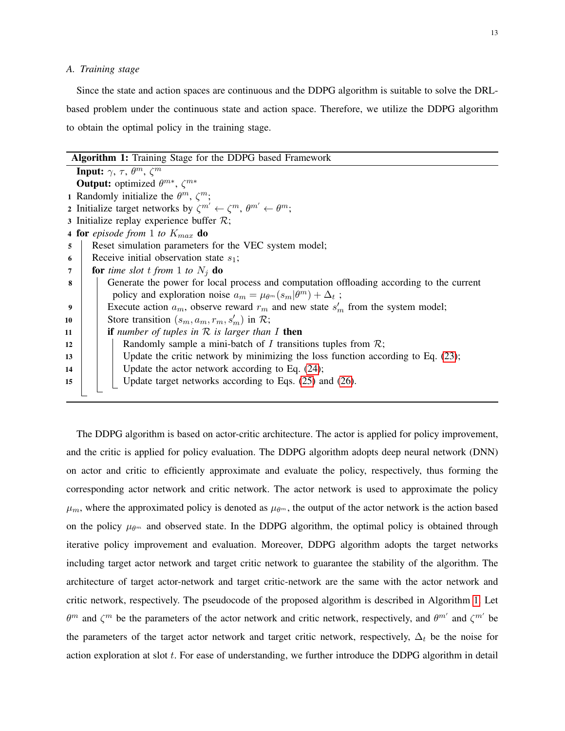### A. Training stage

Since the state and action spaces are continuous and the DDPG algorithm is suitable to solve the DRL-based problem under the continuous state and action space. Therefore, we utilize the DDPG algorithm to obtain the optimal policy in the training stage.

---

**Algorithm 1:** Training Stage for the DDPG based Framework

**Input:** $\gamma$, $\tau$, $\theta^m$, $\zeta^m$

**Output:** optimized $\theta^{m*}$, $\zeta^{m*}$

```
1  Randomly initialize the θ^m, ζ^m;
2  Initialize target networks by ζ^{m'} ← ζ^m, θ^{m'} ← θ^m;
3  Initialize replay experience buffer R;
4  for episode from 1 to K_max do
5  |   Reset simulation parameters for the VEC system model;
6  |   Receive initial observation state s_1;
7  |   for time slot t from 1 to N_j do
8  |   |   Generate the power for local process and computation offloading according to the current
   |   |     policy and exploration noise a_m = μ_{θ^m}(s_m|θ^m) + Δ_t ;
9  |   |   Execute action a_m, observe reward r_m and new state s'_m from the system model;
10 |   |   Store transition (s_m, a_m, r_m, s'_m) in R;
11 |   |   if number of tuples in R is larger than I then
12 |   |   |   Randomly sample a mini-batch of I transitions tuples from R;
13 |   |   |   Update the critic network by minimizing the loss function according to Eq. (23);
14 |   |   |   Update the actor network according to Eq. (24);
15 |   |   |   Update target networks according to Eqs. (25) and (26).
```

---

The DDPG algorithm is based on actor-critic architecture. The actor is applied for policy improvement, and the critic is applied for policy evaluation. The DDPG algorithm adopts deep neural network (DNN) on actor and critic to efficiently approximate and evaluate the policy, respectively, thus forming the corresponding actor network and critic network. The actor network is used to approximate the policy $\mu_m$, where the approximated policy is denoted as $\mu_{\theta^m}$, the output of the actor network is the action based on the policy $\mu_{\theta^m}$ and observed state. In the DDPG algorithm, the optimal policy is obtained through iterative policy improvement and evaluation. Moreover, DDPG algorithm adopts the target networks including target actor network and target critic network to guarantee the stability of the algorithm. The architecture of target actor-network and target critic-network are the same with the actor network and critic network, respectively. The pseudocode of the proposed algorithm is described in Algorithm 1. Let $\theta^m$ and $\zeta^m$ be the parameters of the actor network and critic network, respectively, and $\theta^{m'}$ and $\zeta^{m'}$ be the parameters of the target actor network and target critic network, respectively, $\Delta_t$ be the noise for action exploration at slot $t$. For ease of understanding, we further introduce the DDPG algorithm in detail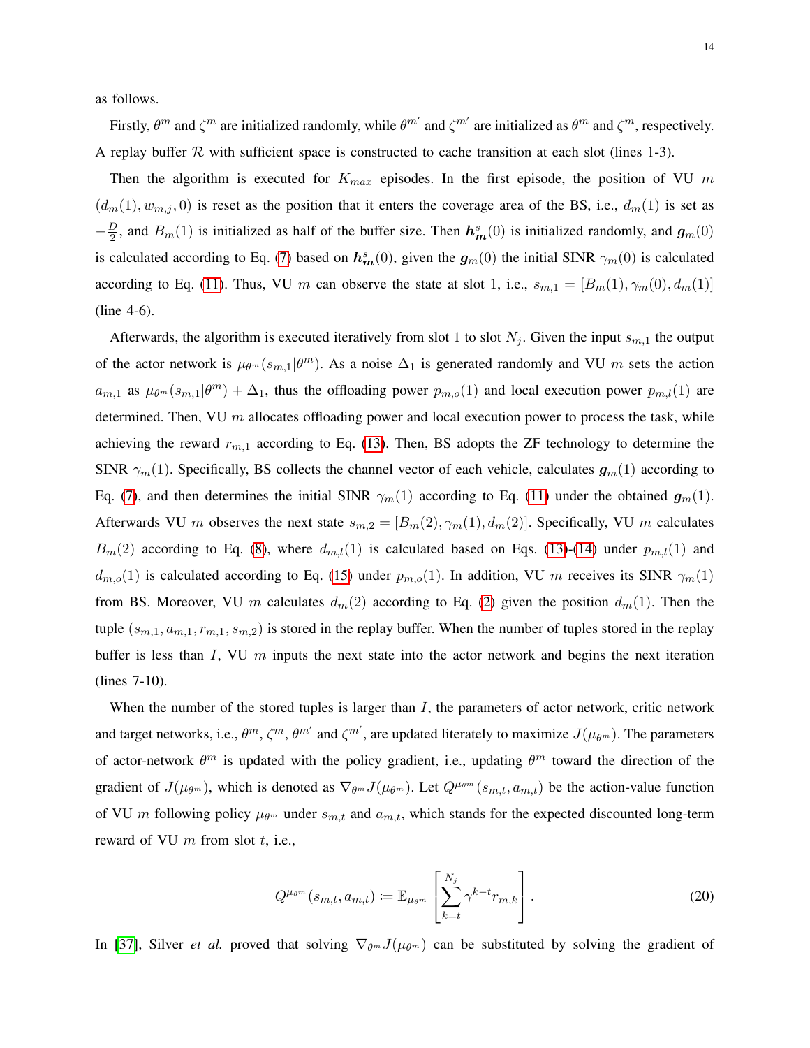as follows.

Firstly, $\theta^m$ and $\zeta^m$ are initialized randomly, while $\theta^{m'}$ and $\zeta^{m'}$ are initialized as $\theta^m$ and $\zeta^m$, respectively. A replay buffer $\mathcal{R}$ with sufficient space is constructed to cache transition at each slot (lines 1-3).

Then the algorithm is executed for $K_{max}$ episodes. In the first episode, the position of VU $m$ $(d_m(1), w_{m,j}, 0)$ is reset as the position that it enters the coverage area of the BS, i.e., $d_m(1)$ is set as $-\frac{D}{2}$, and $B_m(1)$ is initialized as half of the buffer size. Then $\boldsymbol{h}^s_{\boldsymbol{m}}(0)$ is initialized randomly, and $\boldsymbol{g}_m(0)$ is calculated according to Eq. (7) based on $\boldsymbol{h}^s_{\boldsymbol{m}}(0)$, given the $\boldsymbol{g}_m(0)$ the initial SINR $\gamma_m(0)$ is calculated according to Eq. (11). Thus, VU $m$ can observe the state at slot 1, i.e., $s_{m,1} = [B_m(1), \gamma_m(0), d_m(1)]$ (line 4-6).

Afterwards, the algorithm is executed iteratively from slot 1 to slot $N_j$. Given the input $s_{m,1}$ the output of the actor network is $\mu_{\theta^m}(s_{m,1}|\theta^m)$. As a noise $\Delta_1$ is generated randomly and VU $m$ sets the action $a_{m,1}$ as $\mu_{\theta^m}(s_{m,1}|\theta^m) + \Delta_1$, thus the offloading power $p_{m,o}(1)$ and local execution power $p_{m,l}(1)$ are determined. Then, VU $m$ allocates offloading power and local execution power to process the task, while achieving the reward $r_{m,1}$ according to Eq. (13). Then, BS adopts the ZF technology to determine the SINR $\gamma_m(1)$. Specifically, BS collects the channel vector of each vehicle, calculates $\boldsymbol{g}_m(1)$ according to Eq. (7), and then determines the initial SINR $\gamma_m(1)$ according to Eq. (11) under the obtained $\boldsymbol{g}_m(1)$. Afterwards VU $m$ observes the next state $s_{m,2} = [B_m(2), \gamma_m(1), d_m(2)]$. Specifically, VU $m$ calculates $B_m(2)$ according to Eq. (8), where $d_{m,l}(1)$ is calculated based on Eqs. (13)-(14) under $p_{m,l}(1)$ and $d_{m,o}(1)$ is calculated according to Eq. (15) under $p_{m,o}(1)$. In addition, VU $m$ receives its SINR $\gamma_m(1)$ from BS. Moreover, VU $m$ calculates $d_m(2)$ according to Eq. (2) given the position $d_m(1)$. Then the tuple $(s_{m,1}, a_{m,1}, r_{m,1}, s_{m,2})$ is stored in the replay buffer. When the number of tuples stored in the replay buffer is less than $I$, VU $m$ inputs the next state into the actor network and begins the next iteration (lines 7-10).

When the number of the stored tuples is larger than $I$, the parameters of actor network, critic network and target networks, i.e., $\theta^m$, $\zeta^m$, $\theta^{m'}$ and $\zeta^{m'}$, are updated literately to maximize $J(\mu_{\theta^m})$. The parameters of actor-network $\theta^m$ is updated with the policy gradient, i.e., updating $\theta^m$ toward the direction of the gradient of $J(\mu_{\theta^m})$, which is denoted as $\nabla_{\theta^m} J(\mu_{\theta^m})$. Let $Q^{\mu_{\theta^m}}(s_{m,t}, a_{m,t})$ be the action-value function of VU $m$ following policy $\mu_{\theta^m}$ under $s_{m,t}$ and $a_{m,t}$, which stands for the expected discounted long-term reward of VU $m$ from slot $t$, i.e.,

$$Q^{\mu_{\theta^m}}(s_{m,t}, a_{m,t}) := \mathbb{E}_{\mu_{\theta^m}}\left[\sum_{k=t}^{N_j} \gamma^{k-t} r_{m,k}\right]. \tag{20}$$

In [37], Silver *et al.* proved that solving $\nabla_{\theta^m} J(\mu_{\theta^m})$ can be substituted by solving the gradient of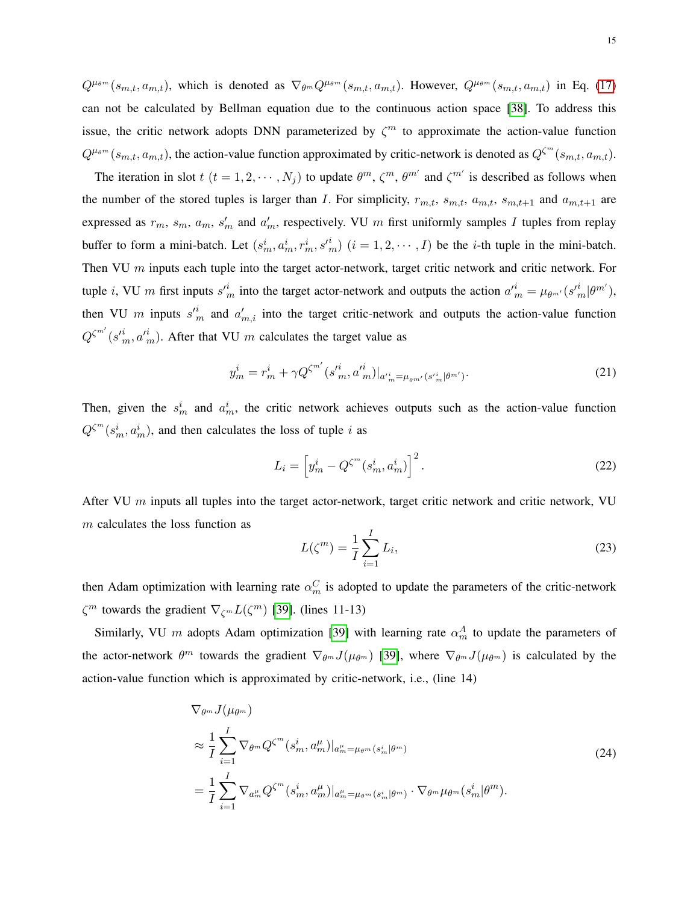$Q^{\mu_{\theta^m}}(s_{m,t}, a_{m,t})$, which is denoted as $\nabla_{\theta^m} Q^{\mu_{\theta^m}}(s_{m,t}, a_{m,t})$. However, $Q^{\mu_{\theta^m}}(s_{m,t}, a_{m,t})$ in Eq. (17) can not be calculated by Bellman equation due to the continuous action space [38]. To address this issue, the critic network adopts DNN parameterized by $\zeta^m$ to approximate the action-value function $Q^{\mu_{\theta^m}}(s_{m,t}, a_{m,t})$, the action-value function approximated by critic-network is denoted as $Q^{\zeta^m}(s_{m,t}, a_{m,t})$.

The iteration in slot $t$ $(t = 1, 2, \cdots, N_j)$ to update $\theta^m$, $\zeta^m$, $\theta^{m'}$ and $\zeta^{m'}$ is described as follows when the number of the stored tuples is larger than $I$. For simplicity, $r_{m,t}$, $s_{m,t}$, $a_{m,t}$, $s_{m,t+1}$ and $a_{m,t+1}$ are expressed as $r_m$, $s_m$, $a_m$, $s'_m$ and $a'_m$, respectively. VU $m$ first uniformly samples $I$ tuples from replay buffer to form a mini-batch. Let $(s^i_m, a^i_m, r^i_m, {s'}^i_m)$ $(i = 1, 2, \cdots, I)$ be the $i$-th tuple in the mini-batch. Then VU $m$ inputs each tuple into the target actor-network, target critic network and critic network. For tuple $i$, VU $m$ first inputs ${s'}^i_m$ into the target actor-network and outputs the action ${a'}^i_m = \mu_{\theta^{m'}}({s'}^i_m|\theta^{m'})$, then VU $m$ inputs ${s'}^i_m$ and $a'_{m,i}$ into the target critic-network and outputs the action-value function $Q^{\zeta^{m'}}({s'}^i_m, {a'}^i_m)$. After that VU $m$ calculates the target value as

$$y^i_m = r^i_m + \gamma Q^{\zeta^{m'}}({s'}^i_m, {a'}^i_m)|_{{a'}^i_m = \mu_{\theta^{m'}}({s'}^i_m|\theta^{m'})}. \tag{21}$$

Then, given the $s^i_m$ and $a^i_m$, the critic network achieves outputs such as the action-value function $Q^{\zeta^m}(s^i_m, a^i_m)$, and then calculates the loss of tuple $i$ as

$$L_i = \left[y^i_m - Q^{\zeta^m}(s^i_m, a^i_m)\right]^2. \tag{22}$$

After VU $m$ inputs all tuples into the target actor-network, target critic network and critic network, VU $m$ calculates the loss function as

$$L(\zeta^m) = \frac{1}{I}\sum_{i=1}^{I} L_i, \tag{23}$$

then Adam optimization with learning rate $\alpha^C_m$ is adopted to update the parameters of the critic-network $\zeta^m$ towards the gradient $\nabla_{\zeta^m} L(\zeta^m)$ [39]. (lines 11-13)

Similarly, VU $m$ adopts Adam optimization [39] with learning rate $\alpha^A_m$ to update the parameters of the actor-network $\theta^m$ towards the gradient $\nabla_{\theta^m} J(\mu_{\theta^m})$ [39], where $\nabla_{\theta^m} J(\mu_{\theta^m})$ is calculated by the action-value function which is approximated by critic-network, i.e., (line 14)

$$\begin{aligned}
&\nabla_{\theta^m} J(\mu_{\theta^m}) \\
&\approx \frac{1}{I}\sum_{i=1}^{I} \nabla_{\theta^m} Q^{\zeta^m}(s^i_m, a^\mu_m)|_{a^\mu_m = \mu_{\theta^m}(s^i_m|\theta^m)} \\
&= \frac{1}{I}\sum_{i=1}^{I} \nabla_{a^\mu_m} Q^{\zeta^m}(s^i_m, a^\mu_m)|_{a^\mu_m = \mu_{\theta^m}(s^i_m|\theta^m)} \cdot \nabla_{\theta^m} \mu_{\theta^m}(s^i_m|\theta^m).
\end{aligned} \tag{24}$$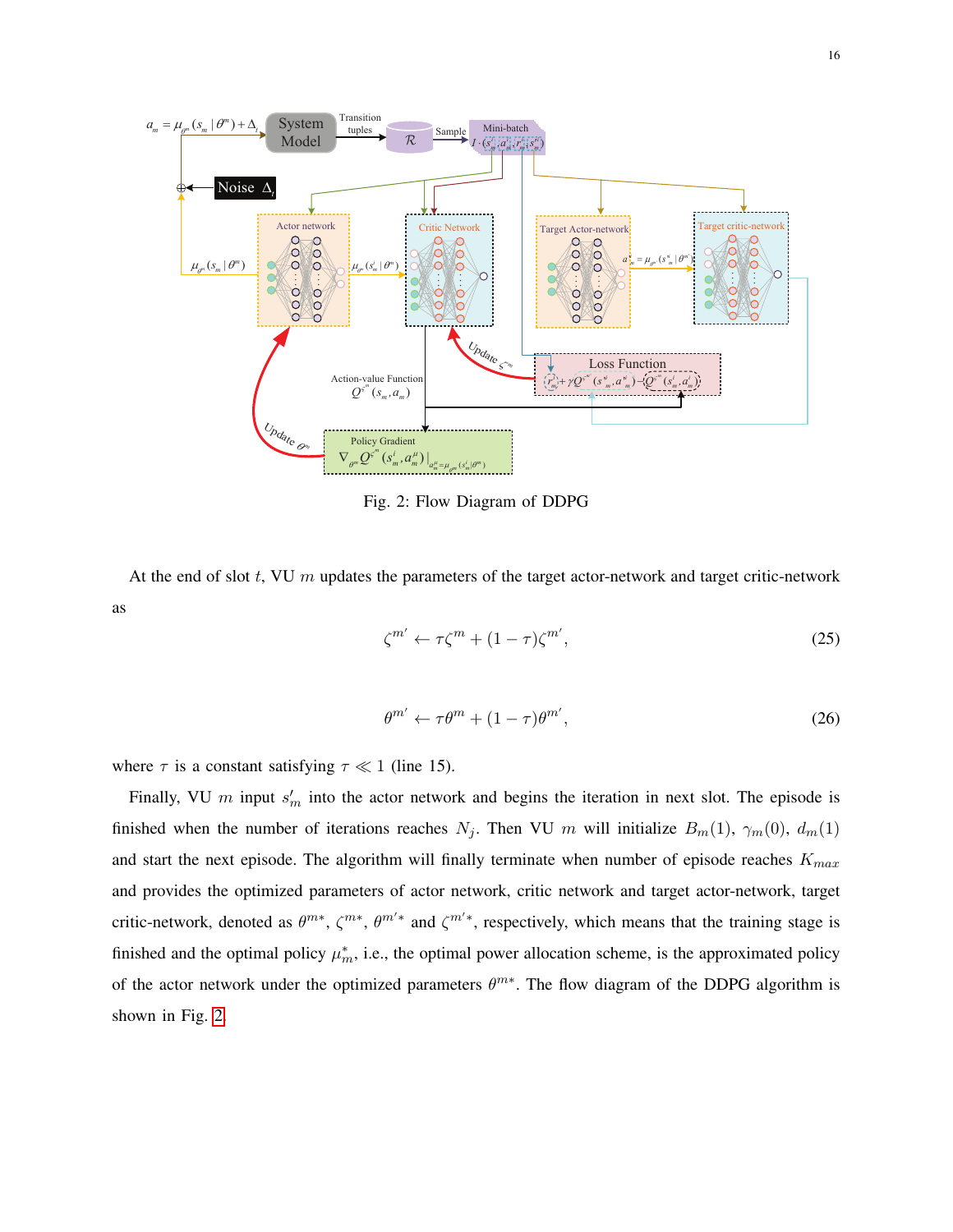Fig. 2: Flow Diagram of DDPG

At the end of slot $t$, VU $m$ updates the parameters of the target actor-network and target critic-network as

$$\zeta^{m'} \leftarrow \tau\zeta^{m} + (1-\tau)\zeta^{m'}, \tag{25}$$

$$\theta^{m'} \leftarrow \tau\theta^{m} + (1-\tau)\theta^{m'}, \tag{26}$$

where $\tau$ is a constant satisfying $\tau \ll 1$ (line 15).

Finally, VU $m$ input $s'_m$ into the actor network and begins the iteration in next slot. The episode is finished when the number of iterations reaches $N_j$. Then VU $m$ will initialize $B_m(1)$, $\gamma_m(0)$, $d_m(1)$ and start the next episode. The algorithm will finally terminate when number of episode reaches $K_{max}$ and provides the optimized parameters of actor network, critic network and target actor-network, target critic-network, denoted as $\theta^{m*}$, $\zeta^{m*}$, $\theta^{m'*}$ and $\zeta^{m'*}$, respectively, which means that the training stage is finished and the optimal policy $\mu_m^*$, i.e., the optimal power allocation scheme, is the approximated policy of the actor network under the optimized parameters $\theta^{m*}$. The flow diagram of the DDPG algorithm is shown in Fig. 2.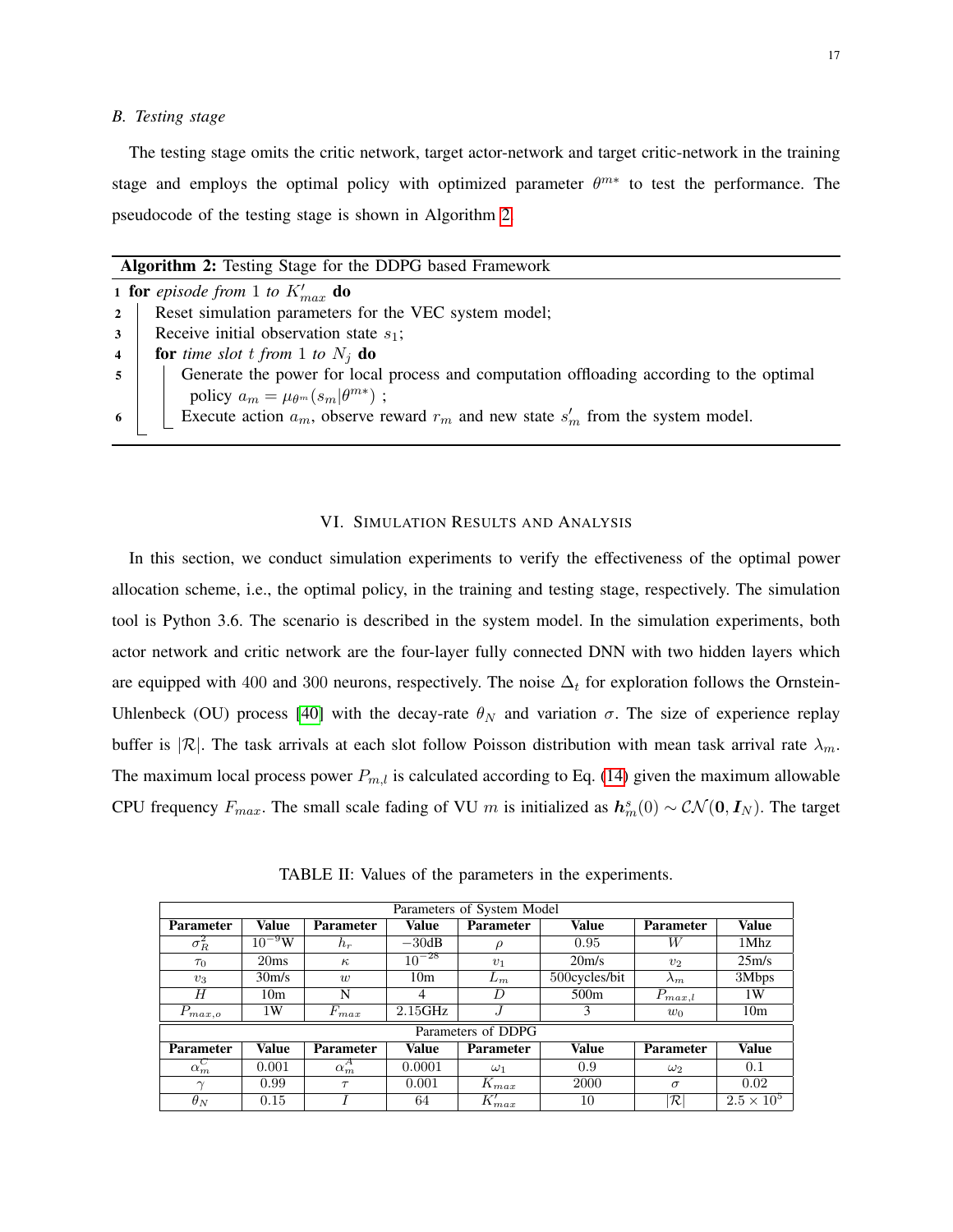### B. Testing stage

The testing stage omits the critic network, target actor-network and target critic-network in the training stage and employs the optimal policy with optimized parameter $\theta^{m*}$ to test the performance. The pseudocode of the testing stage is shown in Algorithm 2.

**Algorithm 2:** Testing Stage for the DDPG based Framework

```
1  for episode from 1 to K'_max do
2      Reset simulation parameters for the VEC system model;
3      Receive initial observation state s_1;
4      for time slot t from 1 to N_j do
5          Generate the power for local process and computation offloading according to the optimal
           policy a_m = μ_{θ^m}(s_m|θ^{m*}) ;
6          Execute action a_m, observe reward r_m and new state s'_m from the system model.
```

## VI. Simulation Results and Analysis

In this section, we conduct simulation experiments to verify the effectiveness of the optimal power allocation scheme, i.e., the optimal policy, in the training and testing stage, respectively. The simulation tool is Python 3.6. The scenario is described in the system model. In the simulation experiments, both actor network and critic network are the four-layer fully connected DNN with two hidden layers which are equipped with 400 and 300 neurons, respectively. The noise $\Delta_t$ for exploration follows the Ornstein-Uhlenbeck (OU) process [40] with the decay-rate $\theta_N$ and variation $\sigma$. The size of experience replay buffer is $|\mathcal{R}|$. The task arrivals at each slot follow Poisson distribution with mean task arrival rate $\lambda_m$. The maximum local process power $P_{m,l}$ is calculated according to Eq. (14) given the maximum allowable CPU frequency $F_{max}$. The small scale fading of VU $m$ is initialized as $\boldsymbol{h}_m^s(0) \sim \mathcal{CN}(\mathbf{0}, \boldsymbol{I}_N)$. The target

TABLE II: Values of the parameters in the experiments.

| Parameters of System Model | | | | | | | |
|---|---|---|---|---|---|---|---|
| **Parameter** | **Value** | **Parameter** | **Value** | **Parameter** | **Value** | **Parameter** | **Value** |
| $\sigma_R^2$ | $10^{-9}$W | $h_r$ | $-30$dB | $\rho$ | 0.95 | $W$ | 1Mhz |
| $\tau_0$ | 20ms | $\kappa$ | $10^{-28}$ | $v_1$ | 20m/s | $v_2$ | 25m/s |
| $v_3$ | 30m/s | $w$ | 10m | $L_m$ | 500cycles/bit | $\lambda_m$ | 3Mbps |
| $H$ | 10m | N | 4 | $D$ | 500m | $P_{max,l}$ | 1W |
| $P_{max,o}$ | 1W | $F_{max}$ | 2.15GHz | $J$ | 3 | $w_0$ | 10m |
| **Parameters of DDPG** | | | | | | | |
| **Parameter** | **Value** | **Parameter** | **Value** | **Parameter** | **Value** | **Parameter** | **Value** |
| $\alpha_m^C$ | 0.001 | $\alpha_m^A$ | 0.0001 | $\omega_1$ | 0.9 | $\omega_2$ | 0.1 |
| $\gamma$ | 0.99 | $\tau$ | 0.001 | $K_{max}$ | 2000 | $\sigma$ | 0.02 |
| $\theta_N$ | 0.15 | $I$ | 64 | $K'_{max}$ | 10 | $\lvert\mathcal{R}\rvert$ | $2.5 \times 10^5$ |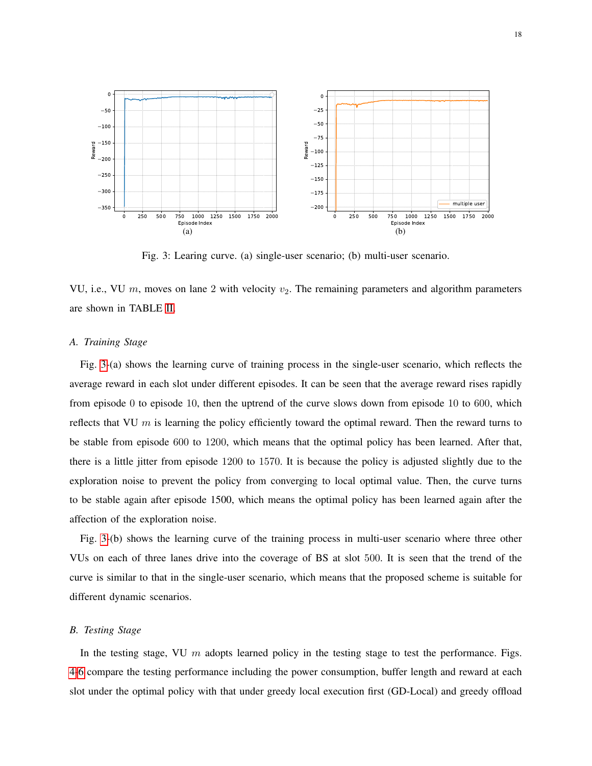Fig. 3: Learing curve. (a) single-user scenario; (b) multi-user scenario.

VU, i.e., VU $m$, moves on lane 2 with velocity $v_2$. The remaining parameters and algorithm parameters are shown in TABLE II.

### A. Training Stage

Fig. 3-(a) shows the learning curve of training process in the single-user scenario, which reflects the average reward in each slot under different episodes. It can be seen that the average reward rises rapidly from episode 0 to episode 10, then the uptrend of the curve slows down from episode 10 to 600, which reflects that VU $m$ is learning the policy efficiently toward the optimal reward. Then the reward turns to be stable from episode 600 to 1200, which means that the optimal policy has been learned. After that, there is a little jitter from episode 1200 to 1570. It is because the policy is adjusted slightly due to the exploration noise to prevent the policy from converging to local optimal value. Then, the curve turns to be stable again after episode 1500, which means the optimal policy has been learned again after the affection of the exploration noise.

Fig. 3-(b) shows the learning curve of the training process in multi-user scenario where three other VUs on each of three lanes drive into the coverage of BS at slot 500. It is seen that the trend of the curve is similar to that in the single-user scenario, which means that the proposed scheme is suitable for different dynamic scenarios.

### B. Testing Stage

In the testing stage, VU $m$ adopts learned policy in the testing stage to test the performance. Figs. 4-6 compare the testing performance including the power consumption, buffer length and reward at each slot under the optimal policy with that under greedy local execution first (GD-Local) and greedy offload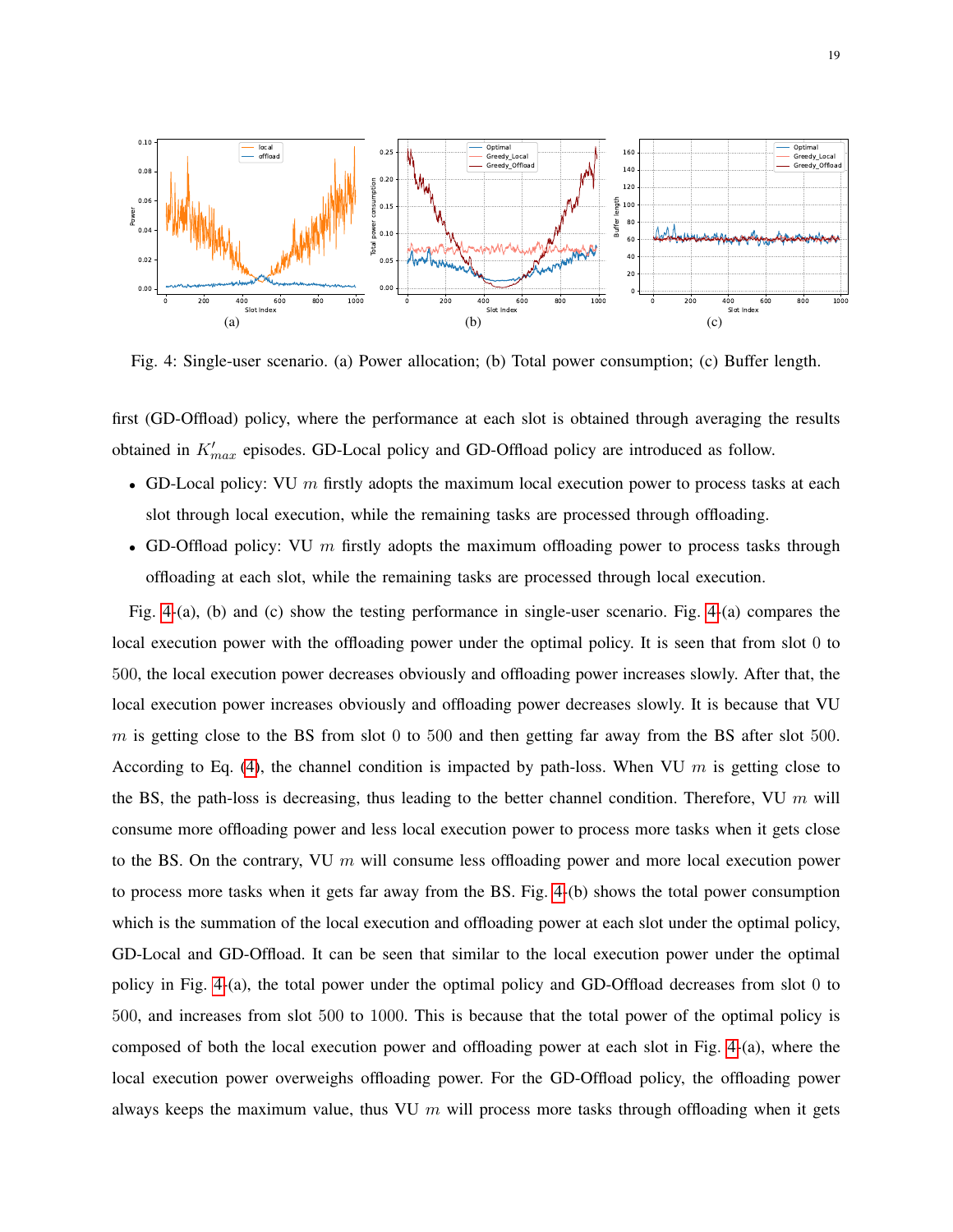Fig. 4: Single-user scenario. (a) Power allocation; (b) Total power consumption; (c) Buffer length.

first (GD-Offload) policy, where the performance at each slot is obtained through averaging the results obtained in $K'_{max}$ episodes. GD-Local policy and GD-Offload policy are introduced as follow.

- GD-Local policy: VU $m$ firstly adopts the maximum local execution power to process tasks at each slot through local execution, while the remaining tasks are processed through offloading.
- GD-Offload policy: VU $m$ firstly adopts the maximum offloading power to process tasks through offloading at each slot, while the remaining tasks are processed through local execution.

Fig. 4-(a), (b) and (c) show the testing performance in single-user scenario. Fig. 4-(a) compares the local execution power with the offloading power under the optimal policy. It is seen that from slot 0 to 500, the local execution power decreases obviously and offloading power increases slowly. After that, the local execution power increases obviously and offloading power decreases slowly. It is because that VU $m$ is getting close to the BS from slot 0 to 500 and then getting far away from the BS after slot 500. According to Eq. (4), the channel condition is impacted by path-loss. When VU $m$ is getting close to the BS, the path-loss is decreasing, thus leading to the better channel condition. Therefore, VU $m$ will consume more offloading power and less local execution power to process more tasks when it gets close to the BS. On the contrary, VU $m$ will consume less offloading power and more local execution power to process more tasks when it gets far away from the BS. Fig. 4-(b) shows the total power consumption which is the summation of the local execution and offloading power at each slot under the optimal policy, GD-Local and GD-Offload. It can be seen that similar to the local execution power under the optimal policy in Fig. 4-(a), the total power under the optimal policy and GD-Offload decreases from slot 0 to 500, and increases from slot 500 to 1000. This is because that the total power of the optimal policy is composed of both the local execution power and offloading power at each slot in Fig. 4-(a), where the local execution power overweighs offloading power. For the GD-Offload policy, the offloading power always keeps the maximum value, thus VU $m$ will process more tasks through offloading when it gets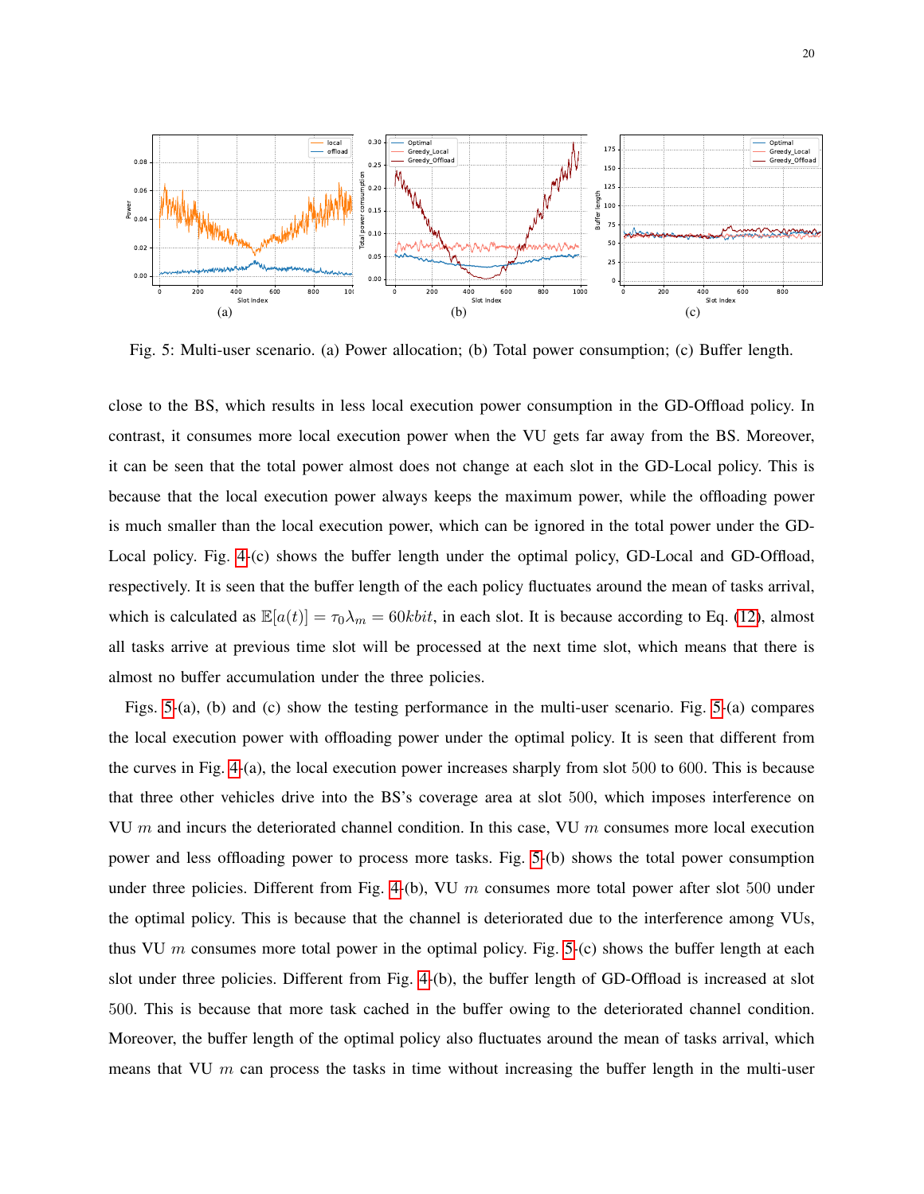Fig. 5: Multi-user scenario. (a) Power allocation; (b) Total power consumption; (c) Buffer length.

close to the BS, which results in less local execution power consumption in the GD-Offload policy. In contrast, it consumes more local execution power when the VU gets far away from the BS. Moreover, it can be seen that the total power almost does not change at each slot in the GD-Local policy. This is because that the local execution power always keeps the maximum power, while the offloading power is much smaller than the local execution power, which can be ignored in the total power under the GD-Local policy. Fig. 4-(c) shows the buffer length under the optimal policy, GD-Local and GD-Offload, respectively. It is seen that the buffer length of the each policy fluctuates around the mean of tasks arrival, which is calculated as $\mathbb{E}[a(t)] = \tau_0 \lambda_m = 60kbit$, in each slot. It is because according to Eq. (12), almost all tasks arrive at previous time slot will be processed at the next time slot, which means that there is almost no buffer accumulation under the three policies.

Figs. 5-(a), (b) and (c) show the testing performance in the multi-user scenario. Fig. 5-(a) compares the local execution power with offloading power under the optimal policy. It is seen that different from the curves in Fig. 4-(a), the local execution power increases sharply from slot 500 to 600. This is because that three other vehicles drive into the BS's coverage area at slot 500, which imposes interference on VU $m$ and incurs the deteriorated channel condition. In this case, VU $m$ consumes more local execution power and less offloading power to process more tasks. Fig. 5-(b) shows the total power consumption under three policies. Different from Fig. 4-(b), VU $m$ consumes more total power after slot 500 under the optimal policy. This is because that the channel is deteriorated due to the interference among VUs, thus VU $m$ consumes more total power in the optimal policy. Fig. 5-(c) shows the buffer length at each slot under three policies. Different from Fig. 4-(b), the buffer length of GD-Offload is increased at slot 500. This is because that more task cached in the buffer owing to the deteriorated channel condition. Moreover, the buffer length of the optimal policy also fluctuates around the mean of tasks arrival, which means that VU $m$ can process the tasks in time without increasing the buffer length in the multi-user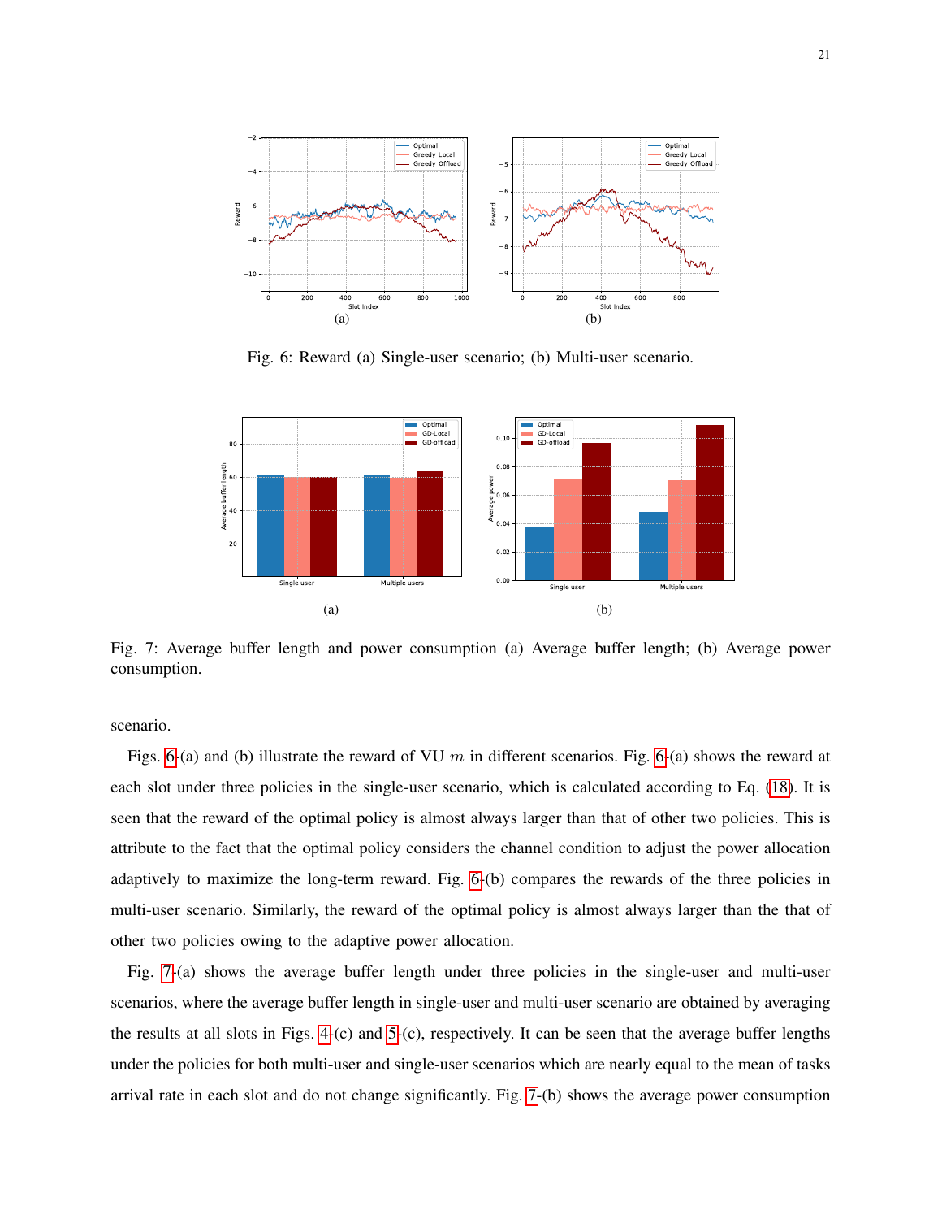Fig. 6: Reward (a) Single-user scenario; (b) Multi-user scenario.

Fig. 7: Average buffer length and power consumption (a) Average buffer length; (b) Average power consumption.

scenario.

Figs. 6-(a) and (b) illustrate the reward of VU $m$ in different scenarios. Fig. 6-(a) shows the reward at each slot under three policies in the single-user scenario, which is calculated according to Eq. (18). It is seen that the reward of the optimal policy is almost always larger than that of other two policies. This is attribute to the fact that the optimal policy considers the channel condition to adjust the power allocation adaptively to maximize the long-term reward. Fig. 6-(b) compares the rewards of the three policies in multi-user scenario. Similarly, the reward of the optimal policy is almost always larger than the that of other two policies owing to the adaptive power allocation.

Fig. 7-(a) shows the average buffer length under three policies in the single-user and multi-user scenarios, where the average buffer length in single-user and multi-user scenario are obtained by averaging the results at all slots in Figs. 4-(c) and 5-(c), respectively. It can be seen that the average buffer lengths under the policies for both multi-user and single-user scenarios which are nearly equal to the mean of tasks arrival rate in each slot and do not change significantly. Fig. 7-(b) shows the average power consumption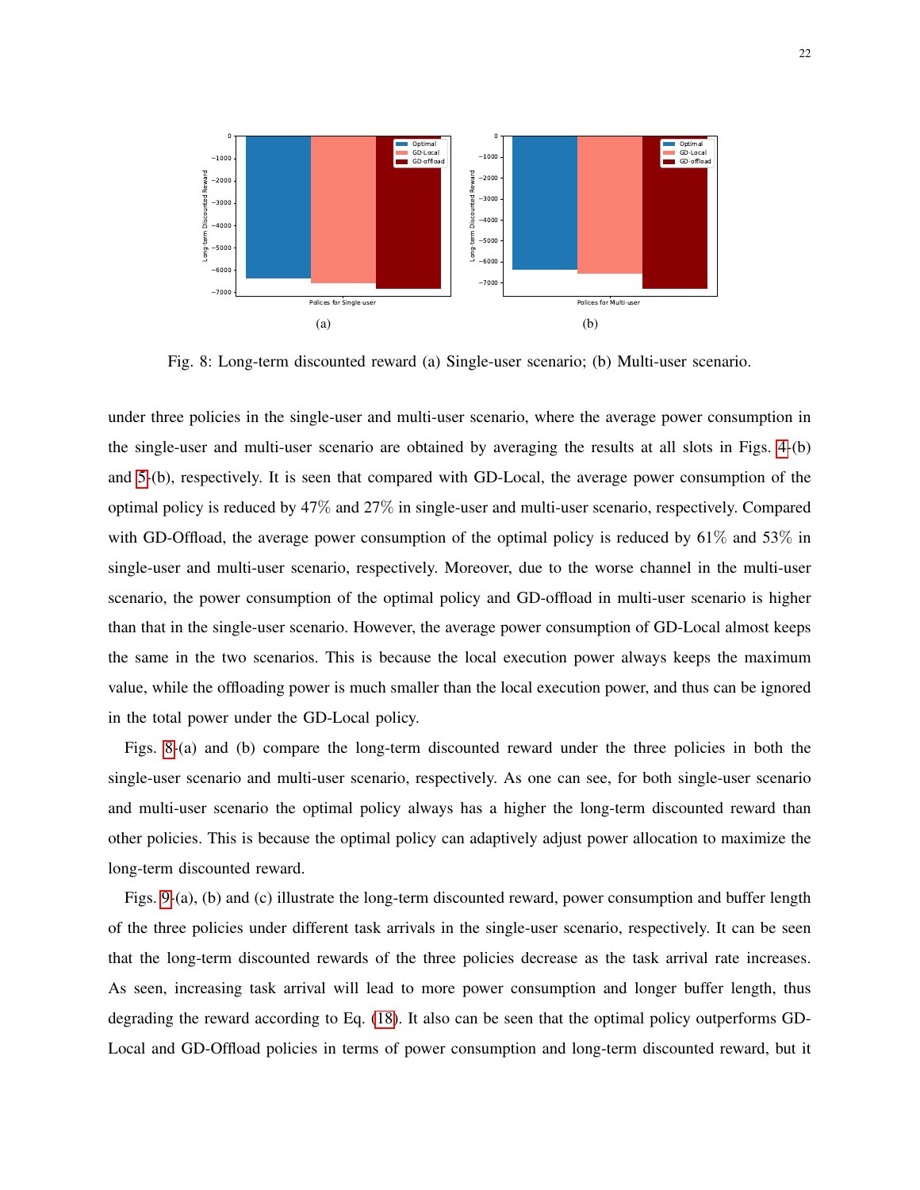Fig. 8: Long-term discounted reward (a) Single-user scenario; (b) Multi-user scenario.

under three policies in the single-user and multi-user scenario, where the average power consumption in the single-user and multi-user scenario are obtained by averaging the results at all slots in Figs. 4-(b) and 5-(b), respectively. It is seen that compared with GD-Local, the average power consumption of the optimal policy is reduced by 47% and 27% in single-user and multi-user scenario, respectively. Compared with GD-Offload, the average power consumption of the optimal policy is reduced by 61% and 53% in single-user and multi-user scenario, respectively. Moreover, due to the worse channel in the multi-user scenario, the power consumption of the optimal policy and GD-offload in multi-user scenario is higher than that in the single-user scenario. However, the average power consumption of GD-Local almost keeps the same in the two scenarios. This is because the local execution power always keeps the maximum value, while the offloading power is much smaller than the local execution power, and thus can be ignored in the total power under the GD-Local policy.

Figs. 8-(a) and (b) compare the long-term discounted reward under the three policies in both the single-user scenario and multi-user scenario, respectively. As one can see, for both single-user scenario and multi-user scenario the optimal policy always has a higher the long-term discounted reward than other policies. This is because the optimal policy can adaptively adjust power allocation to maximize the long-term discounted reward.

Figs. 9-(a), (b) and (c) illustrate the long-term discounted reward, power consumption and buffer length of the three policies under different task arrivals in the single-user scenario, respectively. It can be seen that the long-term discounted rewards of the three policies decrease as the task arrival rate increases. As seen, increasing task arrival will lead to more power consumption and longer buffer length, thus degrading the reward according to Eq. (18). It also can be seen that the optimal policy outperforms GD-Local and GD-Offload policies in terms of power consumption and long-term discounted reward, but it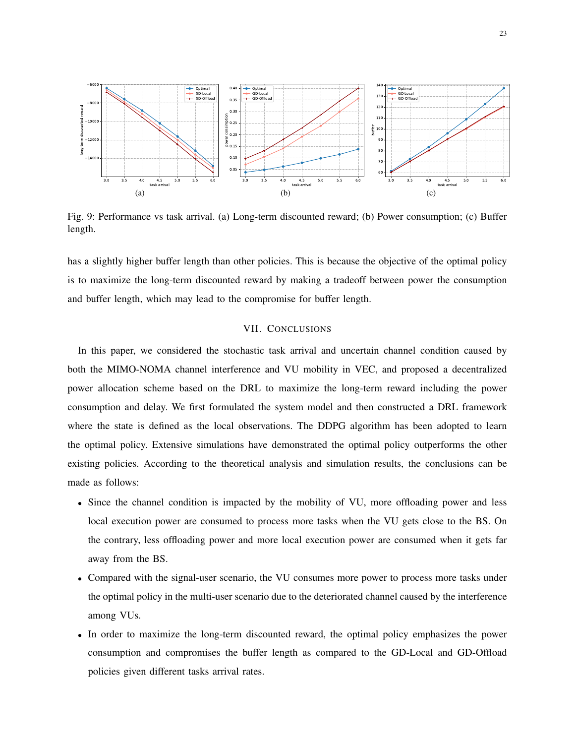Fig. 9: Performance vs task arrival. (a) Long-term discounted reward; (b) Power consumption; (c) Buffer length.

has a slightly higher buffer length than other policies. This is because the objective of the optimal policy is to maximize the long-term discounted reward by making a tradeoff between power the consumption and buffer length, which may lead to the compromise for buffer length.

## VII. Conclusions

In this paper, we considered the stochastic task arrival and uncertain channel condition caused by both the MIMO-NOMA channel interference and VU mobility in VEC, and proposed a decentralized power allocation scheme based on the DRL to maximize the long-term reward including the power consumption and delay. We first formulated the system model and then constructed a DRL framework where the state is defined as the local observations. The DDPG algorithm has been adopted to learn the optimal policy. Extensive simulations have demonstrated the optimal policy outperforms the other existing policies. According to the theoretical analysis and simulation results, the conclusions can be made as follows:

- Since the channel condition is impacted by the mobility of VU, more offloading power and less local execution power are consumed to process more tasks when the VU gets close to the BS. On the contrary, less offloading power and more local execution power are consumed when it gets far away from the BS.
- Compared with the signal-user scenario, the VU consumes more power to process more tasks under the optimal policy in the multi-user scenario due to the deteriorated channel caused by the interference among VUs.
- In order to maximize the long-term discounted reward, the optimal policy emphasizes the power consumption and compromises the buffer length as compared to the GD-Local and GD-Offload policies given different tasks arrival rates.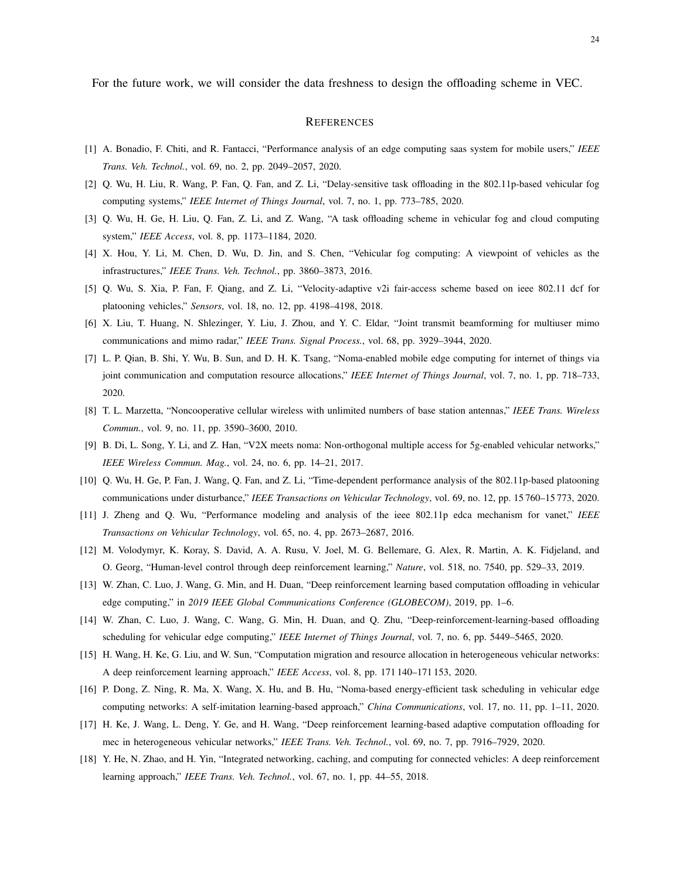For the future work, we will consider the data freshness to design the offloading scheme in VEC.

## REFERENCES

[1] A. Bonadio, F. Chiti, and R. Fantacci, "Performance analysis of an edge computing saas system for mobile users," *IEEE Trans. Veh. Technol.*, vol. 69, no. 2, pp. 2049–2057, 2020.

[2] Q. Wu, H. Liu, R. Wang, P. Fan, Q. Fan, and Z. Li, "Delay-sensitive task offloading in the 802.11p-based vehicular fog computing systems," *IEEE Internet of Things Journal*, vol. 7, no. 1, pp. 773–785, 2020.

[3] Q. Wu, H. Ge, H. Liu, Q. Fan, Z. Li, and Z. Wang, "A task offloading scheme in vehicular fog and cloud computing system," *IEEE Access*, vol. 8, pp. 1173–1184, 2020.

[4] X. Hou, Y. Li, M. Chen, D. Wu, D. Jin, and S. Chen, "Vehicular fog computing: A viewpoint of vehicles as the infrastructures," *IEEE Trans. Veh. Technol.*, pp. 3860–3873, 2016.

[5] Q. Wu, S. Xia, P. Fan, F. Qiang, and Z. Li, "Velocity-adaptive v2i fair-access scheme based on ieee 802.11 dcf for platooning vehicles," *Sensors*, vol. 18, no. 12, pp. 4198–4198, 2018.

[6] X. Liu, T. Huang, N. Shlezinger, Y. Liu, J. Zhou, and Y. C. Eldar, "Joint transmit beamforming for multiuser mimo communications and mimo radar," *IEEE Trans. Signal Process.*, vol. 68, pp. 3929–3944, 2020.

[7] L. P. Qian, B. Shi, Y. Wu, B. Sun, and D. H. K. Tsang, "Noma-enabled mobile edge computing for internet of things via joint communication and computation resource allocations," *IEEE Internet of Things Journal*, vol. 7, no. 1, pp. 718–733, 2020.

[8] T. L. Marzetta, "Noncooperative cellular wireless with unlimited numbers of base station antennas," *IEEE Trans. Wireless Commun.*, vol. 9, no. 11, pp. 3590–3600, 2010.

[9] B. Di, L. Song, Y. Li, and Z. Han, "V2X meets noma: Non-orthogonal multiple access for 5g-enabled vehicular networks," *IEEE Wireless Commun. Mag.*, vol. 24, no. 6, pp. 14–21, 2017.

[10] Q. Wu, H. Ge, P. Fan, J. Wang, Q. Fan, and Z. Li, "Time-dependent performance analysis of the 802.11p-based platooning communications under disturbance," *IEEE Transactions on Vehicular Technology*, vol. 69, no. 12, pp. 15 760–15 773, 2020.

[11] J. Zheng and Q. Wu, "Performance modeling and analysis of the ieee 802.11p edca mechanism for vanet," *IEEE Transactions on Vehicular Technology*, vol. 65, no. 4, pp. 2673–2687, 2016.

[12] M. Volodymyr, K. Koray, S. David, A. A. Rusu, V. Joel, M. G. Bellemare, G. Alex, R. Martin, A. K. Fidjeland, and O. Georg, "Human-level control through deep reinforcement learning," *Nature*, vol. 518, no. 7540, pp. 529–33, 2019.

[13] W. Zhan, C. Luo, J. Wang, G. Min, and H. Duan, "Deep reinforcement learning based computation offloading in vehicular edge computing," in *2019 IEEE Global Communications Conference (GLOBECOM)*, 2019, pp. 1–6.

[14] W. Zhan, C. Luo, J. Wang, C. Wang, G. Min, H. Duan, and Q. Zhu, "Deep-reinforcement-learning-based offloading scheduling for vehicular edge computing," *IEEE Internet of Things Journal*, vol. 7, no. 6, pp. 5449–5465, 2020.

[15] H. Wang, H. Ke, G. Liu, and W. Sun, "Computation migration and resource allocation in heterogeneous vehicular networks: A deep reinforcement learning approach," *IEEE Access*, vol. 8, pp. 171 140–171 153, 2020.

[16] P. Dong, Z. Ning, R. Ma, X. Wang, X. Hu, and B. Hu, "Noma-based energy-efficient task scheduling in vehicular edge computing networks: A self-imitation learning-based approach," *China Communications*, vol. 17, no. 11, pp. 1–11, 2020.

[17] H. Ke, J. Wang, L. Deng, Y. Ge, and H. Wang, "Deep reinforcement learning-based adaptive computation offloading for mec in heterogeneous vehicular networks," *IEEE Trans. Veh. Technol.*, vol. 69, no. 7, pp. 7916–7929, 2020.

[18] Y. He, N. Zhao, and H. Yin, "Integrated networking, caching, and computing for connected vehicles: A deep reinforcement learning approach," *IEEE Trans. Veh. Technol.*, vol. 67, no. 1, pp. 44–55, 2018.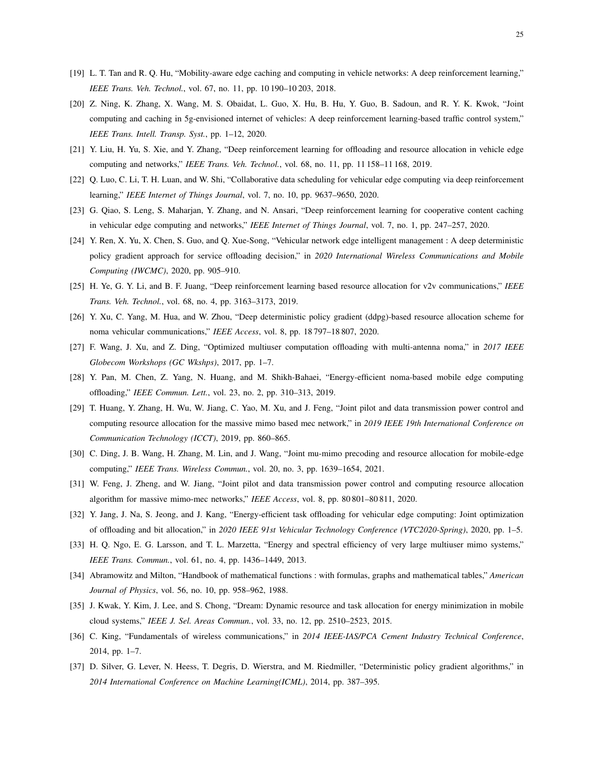[19] L. T. Tan and R. Q. Hu, "Mobility-aware edge caching and computing in vehicle networks: A deep reinforcement learning," *IEEE Trans. Veh. Technol.*, vol. 67, no. 11, pp. 10 190–10 203, 2018.

[20] Z. Ning, K. Zhang, X. Wang, M. S. Obaidat, L. Guo, X. Hu, B. Hu, Y. Guo, B. Sadoun, and R. Y. K. Kwok, "Joint computing and caching in 5g-envisioned internet of vehicles: A deep reinforcement learning-based traffic control system," *IEEE Trans. Intell. Transp. Syst.*, pp. 1–12, 2020.

[21] Y. Liu, H. Yu, S. Xie, and Y. Zhang, "Deep reinforcement learning for offloading and resource allocation in vehicle edge computing and networks," *IEEE Trans. Veh. Technol.*, vol. 68, no. 11, pp. 11 158–11 168, 2019.

[22] Q. Luo, C. Li, T. H. Luan, and W. Shi, "Collaborative data scheduling for vehicular edge computing via deep reinforcement learning," *IEEE Internet of Things Journal*, vol. 7, no. 10, pp. 9637–9650, 2020.

[23] G. Qiao, S. Leng, S. Maharjan, Y. Zhang, and N. Ansari, "Deep reinforcement learning for cooperative content caching in vehicular edge computing and networks," *IEEE Internet of Things Journal*, vol. 7, no. 1, pp. 247–257, 2020.

[24] Y. Ren, X. Yu, X. Chen, S. Guo, and Q. Xue-Song, "Vehicular network edge intelligent management : A deep deterministic policy gradient approach for service offloading decision," in *2020 International Wireless Communications and Mobile Computing (IWCMC)*, 2020, pp. 905–910.

[25] H. Ye, G. Y. Li, and B. F. Juang, "Deep reinforcement learning based resource allocation for v2v communications," *IEEE Trans. Veh. Technol.*, vol. 68, no. 4, pp. 3163–3173, 2019.

[26] Y. Xu, C. Yang, M. Hua, and W. Zhou, "Deep deterministic policy gradient (ddpg)-based resource allocation scheme for noma vehicular communications," *IEEE Access*, vol. 8, pp. 18 797–18 807, 2020.

[27] F. Wang, J. Xu, and Z. Ding, "Optimized multiuser computation offloading with multi-antenna noma," in *2017 IEEE Globecom Workshops (GC Wkshps)*, 2017, pp. 1–7.

[28] Y. Pan, M. Chen, Z. Yang, N. Huang, and M. Shikh-Bahaei, "Energy-efficient noma-based mobile edge computing offloading," *IEEE Commun. Lett.*, vol. 23, no. 2, pp. 310–313, 2019.

[29] T. Huang, Y. Zhang, H. Wu, W. Jiang, C. Yao, M. Xu, and J. Feng, "Joint pilot and data transmission power control and computing resource allocation for the massive mimo based mec network," in *2019 IEEE 19th International Conference on Communication Technology (ICCT)*, 2019, pp. 860–865.

[30] C. Ding, J. B. Wang, H. Zhang, M. Lin, and J. Wang, "Joint mu-mimo precoding and resource allocation for mobile-edge computing," *IEEE Trans. Wireless Commun.*, vol. 20, no. 3, pp. 1639–1654, 2021.

[31] W. Feng, J. Zheng, and W. Jiang, "Joint pilot and data transmission power control and computing resource allocation algorithm for massive mimo-mec networks," *IEEE Access*, vol. 8, pp. 80 801–80 811, 2020.

[32] Y. Jang, J. Na, S. Jeong, and J. Kang, "Energy-efficient task offloading for vehicular edge computing: Joint optimization of offloading and bit allocation," in *2020 IEEE 91st Vehicular Technology Conference (VTC2020-Spring)*, 2020, pp. 1–5.

[33] H. Q. Ngo, E. G. Larsson, and T. L. Marzetta, "Energy and spectral efficiency of very large multiuser mimo systems," *IEEE Trans. Commun.*, vol. 61, no. 4, pp. 1436–1449, 2013.

[34] Abramowitz and Milton, "Handbook of mathematical functions : with formulas, graphs and mathematical tables," *American Journal of Physics*, vol. 56, no. 10, pp. 958–962, 1988.

[35] J. Kwak, Y. Kim, J. Lee, and S. Chong, "Dream: Dynamic resource and task allocation for energy minimization in mobile cloud systems," *IEEE J. Sel. Areas Commun.*, vol. 33, no. 12, pp. 2510–2523, 2015.

[36] C. King, "Fundamentals of wireless communications," in *2014 IEEE-IAS/PCA Cement Industry Technical Conference*, 2014, pp. 1–7.

[37] D. Silver, G. Lever, N. Heess, T. Degris, D. Wierstra, and M. Riedmiller, "Deterministic policy gradient algorithms," in *2014 International Conference on Machine Learning(ICML)*, 2014, pp. 387–395.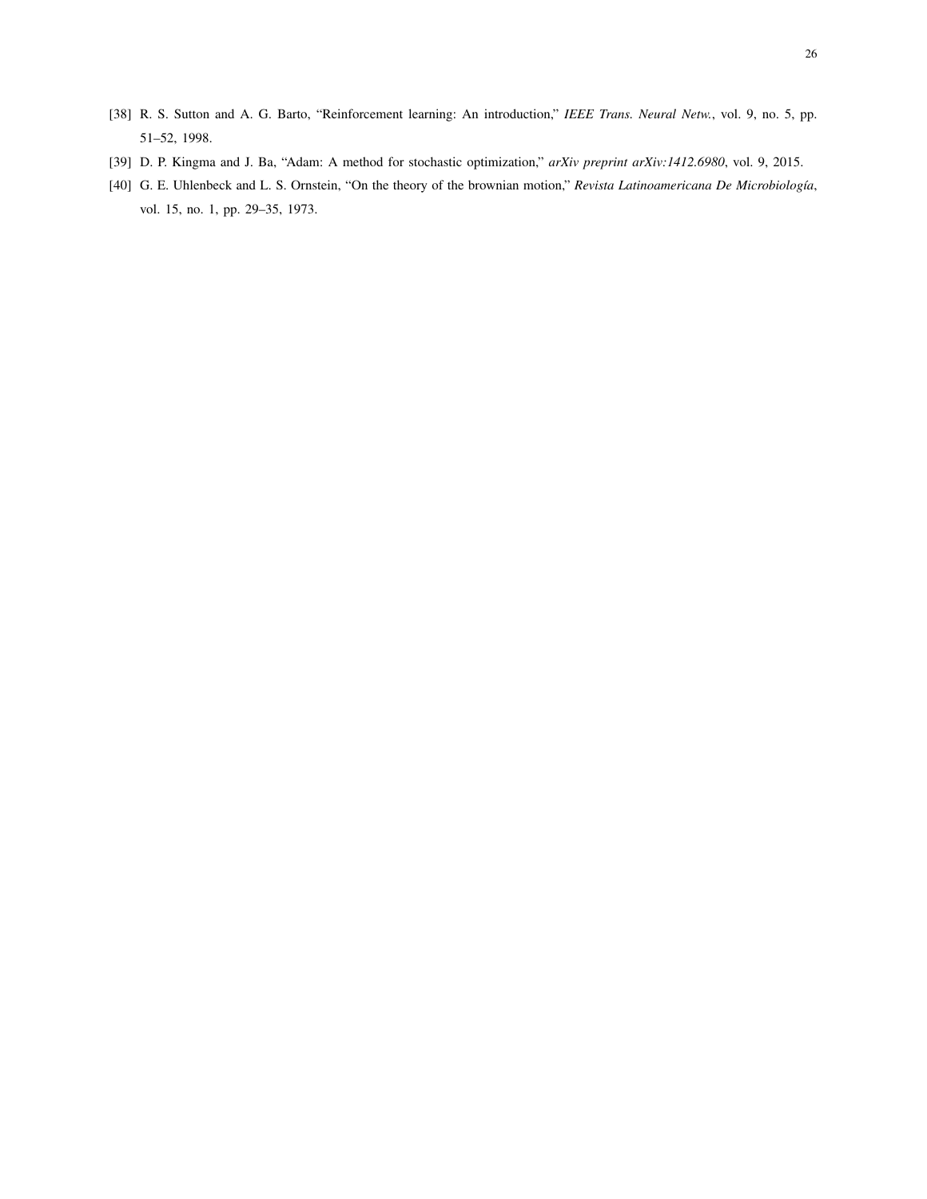[38] R. S. Sutton and A. G. Barto, "Reinforcement learning: An introduction," *IEEE Trans. Neural Netw.*, vol. 9, no. 5, pp. 51–52, 1998.

[39] D. P. Kingma and J. Ba, "Adam: A method for stochastic optimization," *arXiv preprint arXiv:1412.6980*, vol. 9, 2015.

[40] G. E. Uhlenbeck and L. S. Ornstein, "On the theory of the brownian motion," *Revista Latinoamericana De Microbiología*, vol. 15, no. 1, pp. 29–35, 1973.